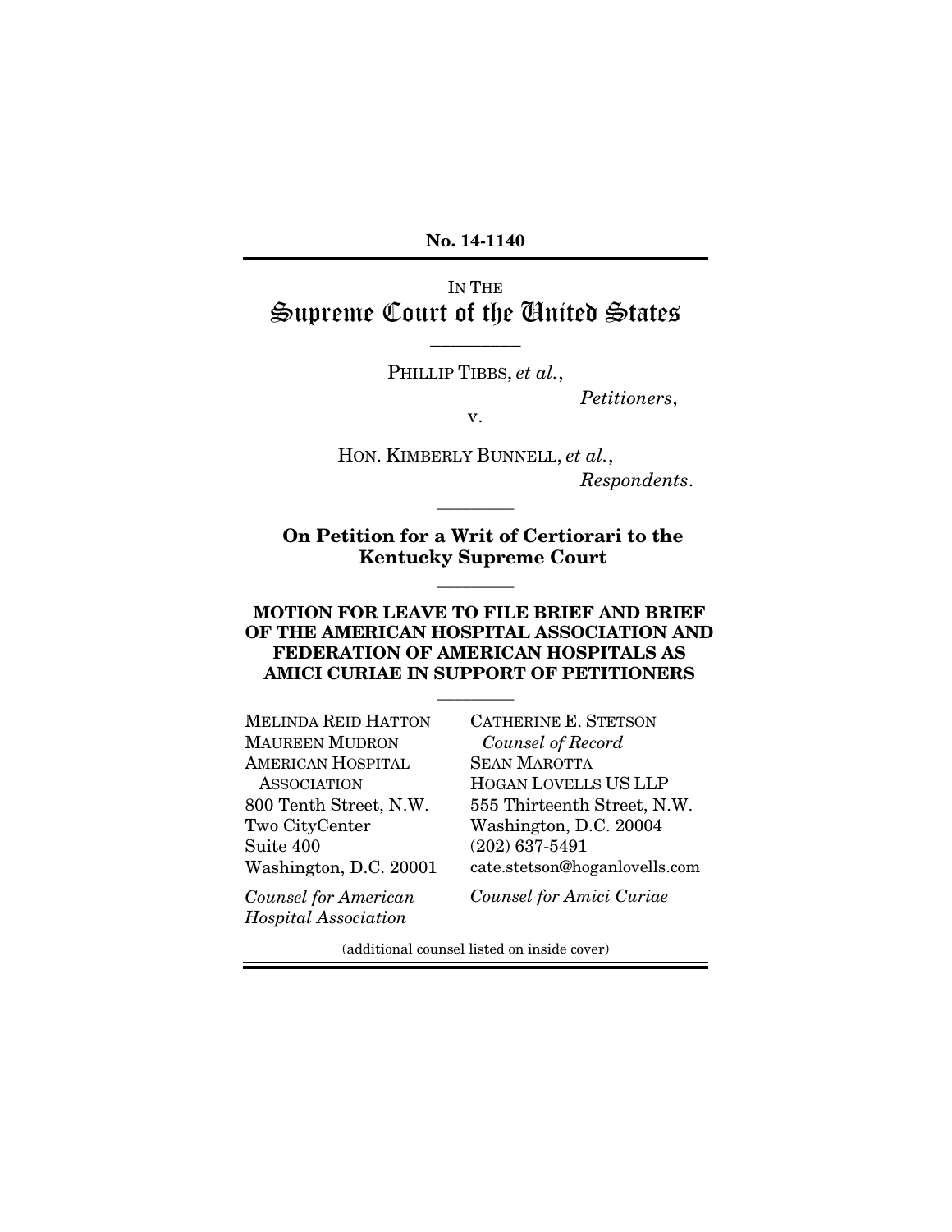**No. 14-1140**

IN THE

# Supreme Court of the United States

---

PHILLIP TIBBS, *et al.*,

*Petitioners*,

v.

HON. KIMBERLY BUNNELL, *et al.*,

*Respondents*.

---

**On Petition for a Writ of Certiorari to the Kentucky Supreme Court**

---

**MOTION FOR LEAVE TO FILE BRIEF AND BRIEF OF THE AMERICAN HOSPITAL ASSOCIATION AND FEDERATION OF AMERICAN HOSPITALS AS AMICI CURIAE IN SUPPORT OF PETITIONERS**

---

MELINDA REID HATTON
MAUREEN MUDRON
AMERICAN HOSPITAL ASSOCIATION
800 Tenth Street, N.W.
Two CityCenter
Suite 400
Washington, D.C. 20001

*Counsel for American Hospital Association*

CATHERINE E. STETSON
*Counsel of Record*
SEAN MAROTTA
HOGAN LOVELLS US LLP
555 Thirteenth Street, N.W.
Washington, D.C. 20004
(202) 637-5491
cate.stetson@hoganlovells.com

*Counsel for Amici Curiae*

(additional counsel listed on inside cover)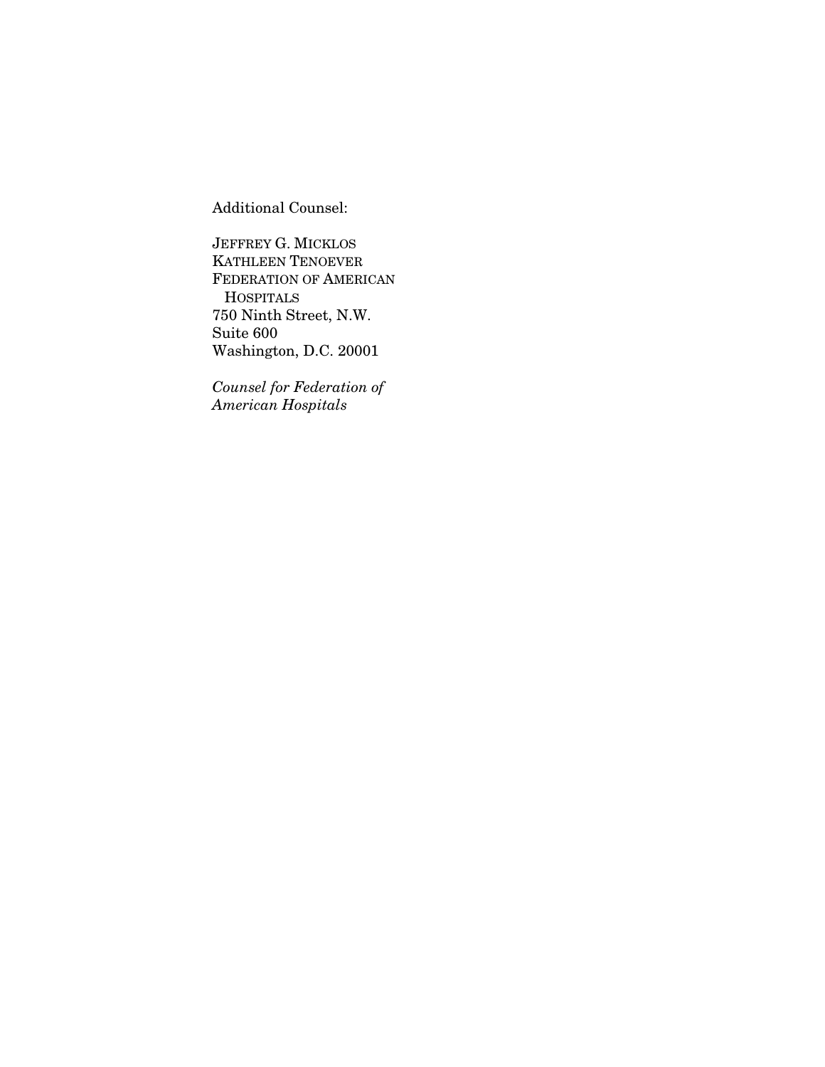Additional Counsel:

JEFFREY G. MICKLOS
KATHLEEN TENOEVER
FEDERATION OF AMERICAN
HOSPITALS
750 Ninth Street, N.W.
Suite 600
Washington, D.C. 20001

*Counsel for Federation of American Hospitals*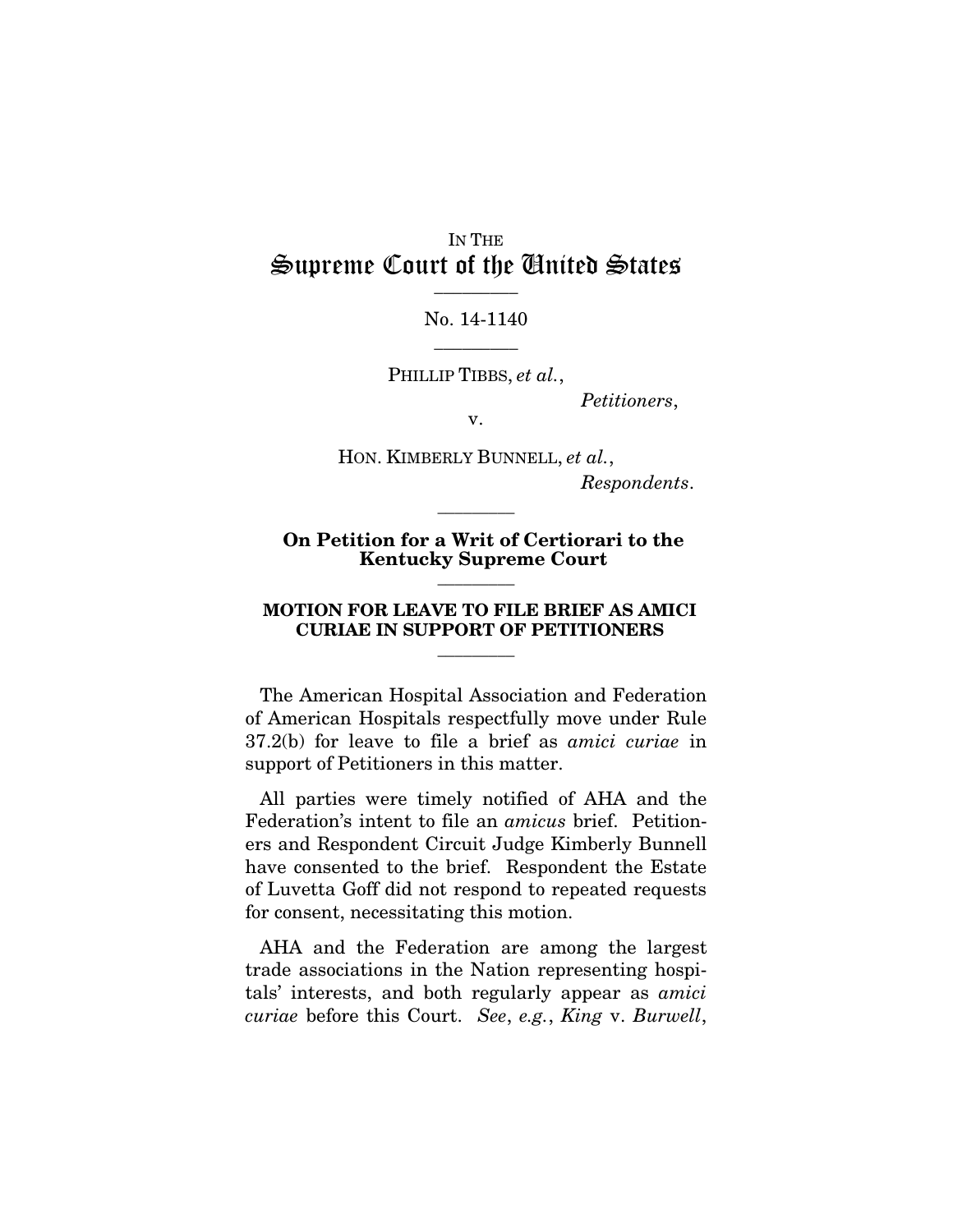IN THE

# Supreme Court of the United States

No. 14-1140

PHILLIP TIBBS, *et al.*,

*Petitioners*,

v.

HON. KIMBERLY BUNNELL, *et al.*,

*Respondents*.

**On Petition for a Writ of Certiorari to the Kentucky Supreme Court**

**MOTION FOR LEAVE TO FILE BRIEF AS AMICI CURIAE IN SUPPORT OF PETITIONERS**

The American Hospital Association and Federation of American Hospitals respectfully move under Rule 37.2(b) for leave to file a brief as *amici curiae* in support of Petitioners in this matter.

All parties were timely notified of AHA and the Federation's intent to file an *amicus* brief. Petitioners and Respondent Circuit Judge Kimberly Bunnell have consented to the brief. Respondent the Estate of Luvetta Goff did not respond to repeated requests for consent, necessitating this motion.

AHA and the Federation are among the largest trade associations in the Nation representing hospitals' interests, and both regularly appear as *amici curiae* before this Court. *See*, *e.g.*, *King* v. *Burwell*,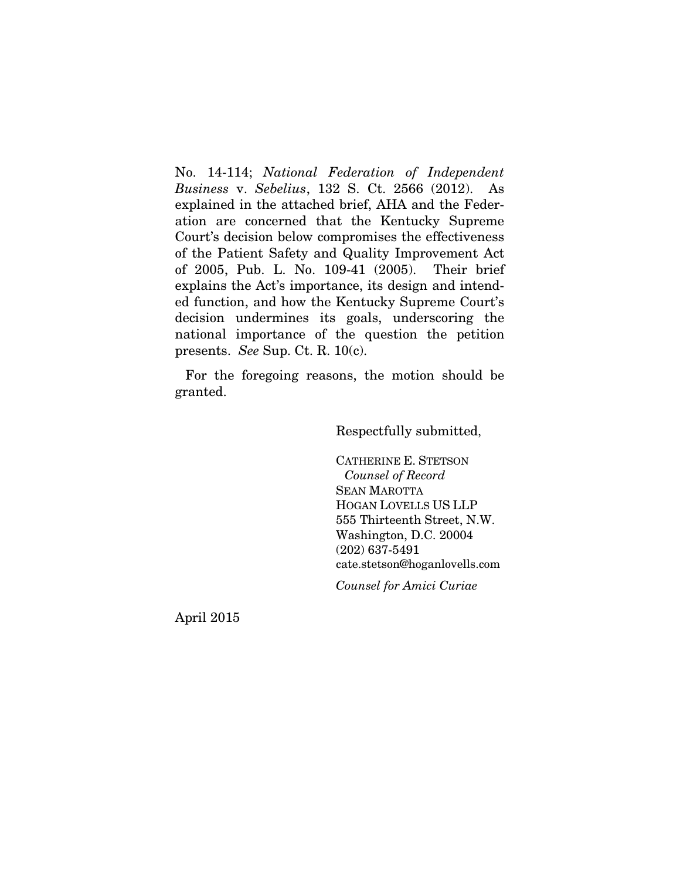No. 14-114; *National Federation of Independent Business* v. *Sebelius*, 132 S. Ct. 2566 (2012). As explained in the attached brief, AHA and the Federation are concerned that the Kentucky Supreme Court's decision below compromises the effectiveness of the Patient Safety and Quality Improvement Act of 2005, Pub. L. No. 109-41 (2005). Their brief explains the Act's importance, its design and intended function, and how the Kentucky Supreme Court's decision undermines its goals, underscoring the national importance of the question the petition presents. *See* Sup. Ct. R. 10(c).

For the foregoing reasons, the motion should be granted.

Respectfully submitted,

CATHERINE E. STETSON
*Counsel of Record*
SEAN MAROTTA
HOGAN LOVELLS US LLP
555 Thirteenth Street, N.W.
Washington, D.C. 20004
(202) 637-5491
cate.stetson@hoganlovells.com

*Counsel for Amici Curiae*

April 2015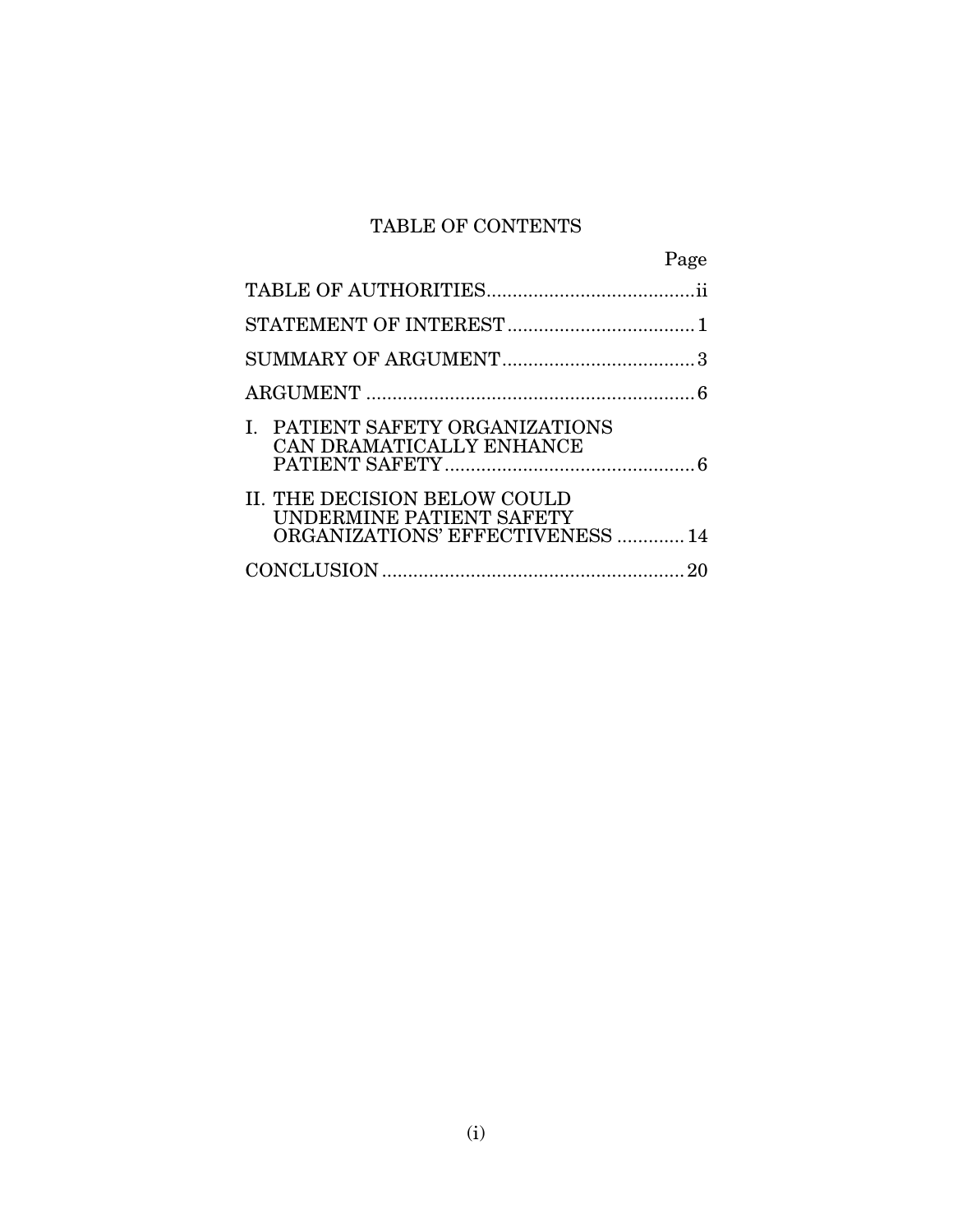# TABLE OF CONTENTS

| | Page |
|---|---|
| TABLE OF AUTHORITIES | ii |
| STATEMENT OF INTEREST | 1 |
| SUMMARY OF ARGUMENT | 3 |
| ARGUMENT | 6 |
| I. PATIENT SAFETY ORGANIZATIONS CAN DRAMATICALLY ENHANCE PATIENT SAFETY | 6 |
| II. THE DECISION BELOW COULD UNDERMINE PATIENT SAFETY ORGANIZATIONS' EFFECTIVENESS | 14 |
| CONCLUSION | 20 |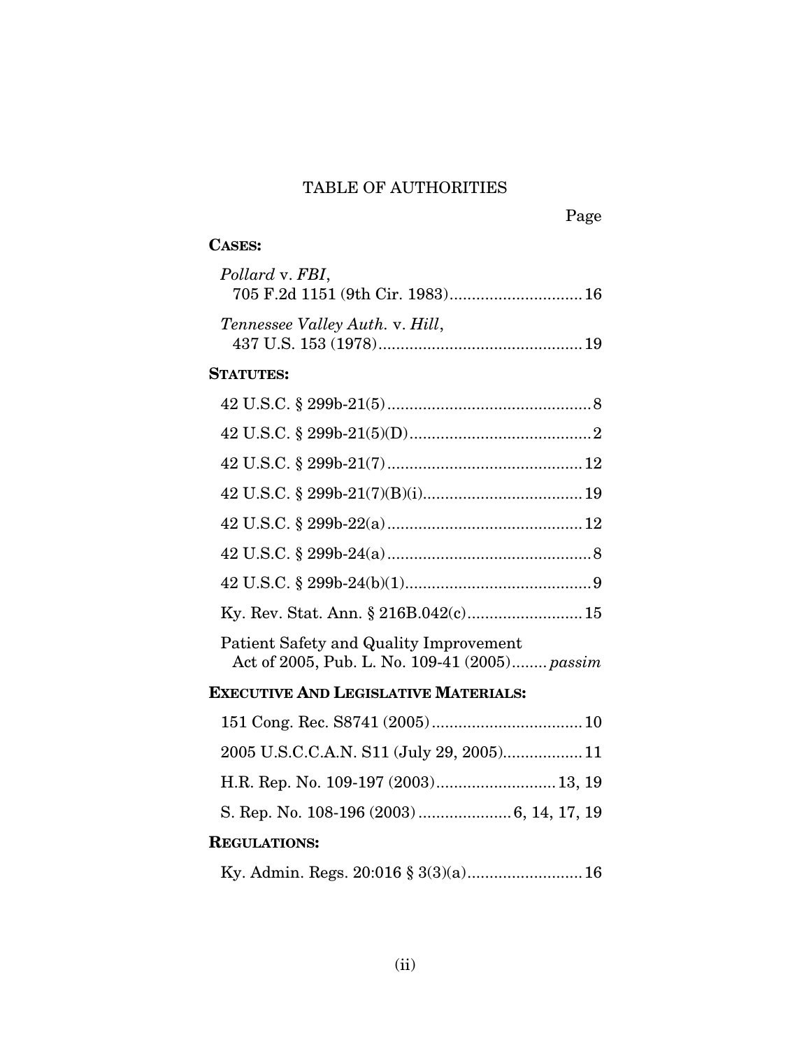# TABLE OF AUTHORITIES

Page

**CASES:**

*Pollard* v. *FBI*,
705 F.2d 1151 (9th Cir. 1983).............................16

*Tennessee Valley Auth.* v. *Hill*,
437 U.S. 153 (1978).............................................19

**STATUTES:**

42 U.S.C. § 299b-21(5).............................................8

42 U.S.C. § 299b-21(5)(D).........................................2

42 U.S.C. § 299b-21(7)...........................................12

42 U.S.C. § 299b-21(7)(B)(i)...................................19

42 U.S.C. § 299b-22(a)...........................................12

42 U.S.C. § 299b-24(a).............................................8

42 U.S.C. § 299b-24(b)(1).........................................9

Ky. Rev. Stat. Ann. § 216B.042(c)..........................15

Patient Safety and Quality Improvement
Act of 2005, Pub. L. No. 109-41 (2005)........*passim*

**EXECUTIVE AND LEGISLATIVE MATERIALS:**

151 Cong. Rec. S8741 (2005).................................10

2005 U.S.C.C.A.N. S11 (July 29, 2005)..................11

H.R. Rep. No. 109-197 (2003)..........................13, 19

S. Rep. No. 108-196 (2003).....................6, 14, 17, 19

**REGULATIONS:**

Ky. Admin. Regs. 20:016 § 3(3)(a)..........................16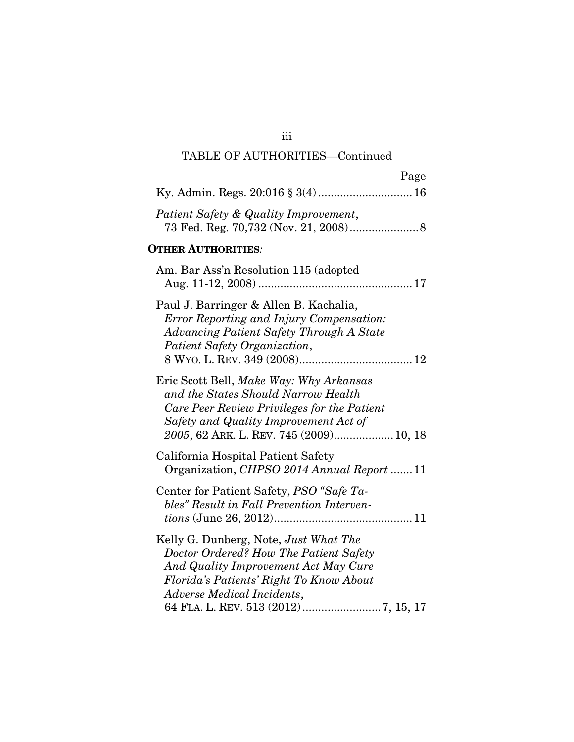TABLE OF AUTHORITIES—Continued

Page

Ky. Admin. Regs. 20:016 § 3(4) .............................16

*Patient Safety & Quality Improvement*, 73 Fed. Reg. 70,732 (Nov. 21, 2008) ......................8

**OTHER AUTHORITIES:**

Am. Bar Ass'n Resolution 115 (adopted Aug. 11-12, 2008) ................................................17

Paul J. Barringer & Allen B. Kachalia, *Error Reporting and Injury Compensation: Advancing Patient Safety Through A State Patient Safety Organization*, 8 WYO. L. REV. 349 (2008)....................................12

Eric Scott Bell, *Make Way: Why Arkansas and the States Should Narrow Health Care Peer Review Privileges for the Patient Safety and Quality Improvement Act of 2005*, 62 ARK. L. REV. 745 (2009)...................10, 18

California Hospital Patient Safety Organization, *CHPSO 2014 Annual Report* .......11

Center for Patient Safety, *PSO "Safe Tables" Result in Fall Prevention Interventions* (June 26, 2012)...........................................11

Kelly G. Dunberg, Note, *Just What The Doctor Ordered? How The Patient Safety And Quality Improvement Act May Cure Florida's Patients' Right To Know About Adverse Medical Incidents*, 64 FLA. L. REV. 513 (2012).........................7, 15, 17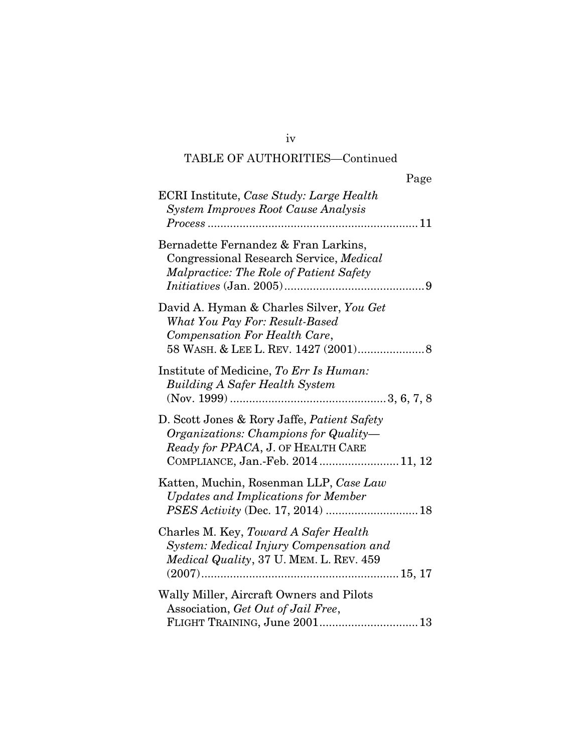## TABLE OF AUTHORITIES—Continued

| | Page |
|---|---|
| ECRI Institute, *Case Study: Large Health System Improves Root Cause Analysis Process* | 11 |
| Bernadette Fernandez & Fran Larkins, Congressional Research Service, *Medical Malpractice: The Role of Patient Safety Initiatives* (Jan. 2005) | 9 |
| David A. Hyman & Charles Silver, *You Get What You Pay For: Result-Based Compensation For Health Care*, 58 WASH. & LEE L. REV. 1427 (2001) | 8 |
| Institute of Medicine, *To Err Is Human: Building A Safer Health System* (Nov. 1999) | 3, 6, 7, 8 |
| D. Scott Jones & Rory Jaffe, *Patient Safety Organizations: Champions for Quality—Ready for PPACA*, J. OF HEALTH CARE COMPLIANCE, Jan.-Feb. 2014 | 11, 12 |
| Katten, Muchin, Rosenman LLP, *Case Law Updates and Implications for Member PSES Activity* (Dec. 17, 2014) | 18 |
| Charles M. Key, *Toward A Safer Health System: Medical Injury Compensation and Medical Quality*, 37 U. MEM. L. REV. 459 (2007) | 15, 17 |
| Wally Miller, Aircraft Owners and Pilots Association, *Get Out of Jail Free*, FLIGHT TRAINING, June 2001 | 13 |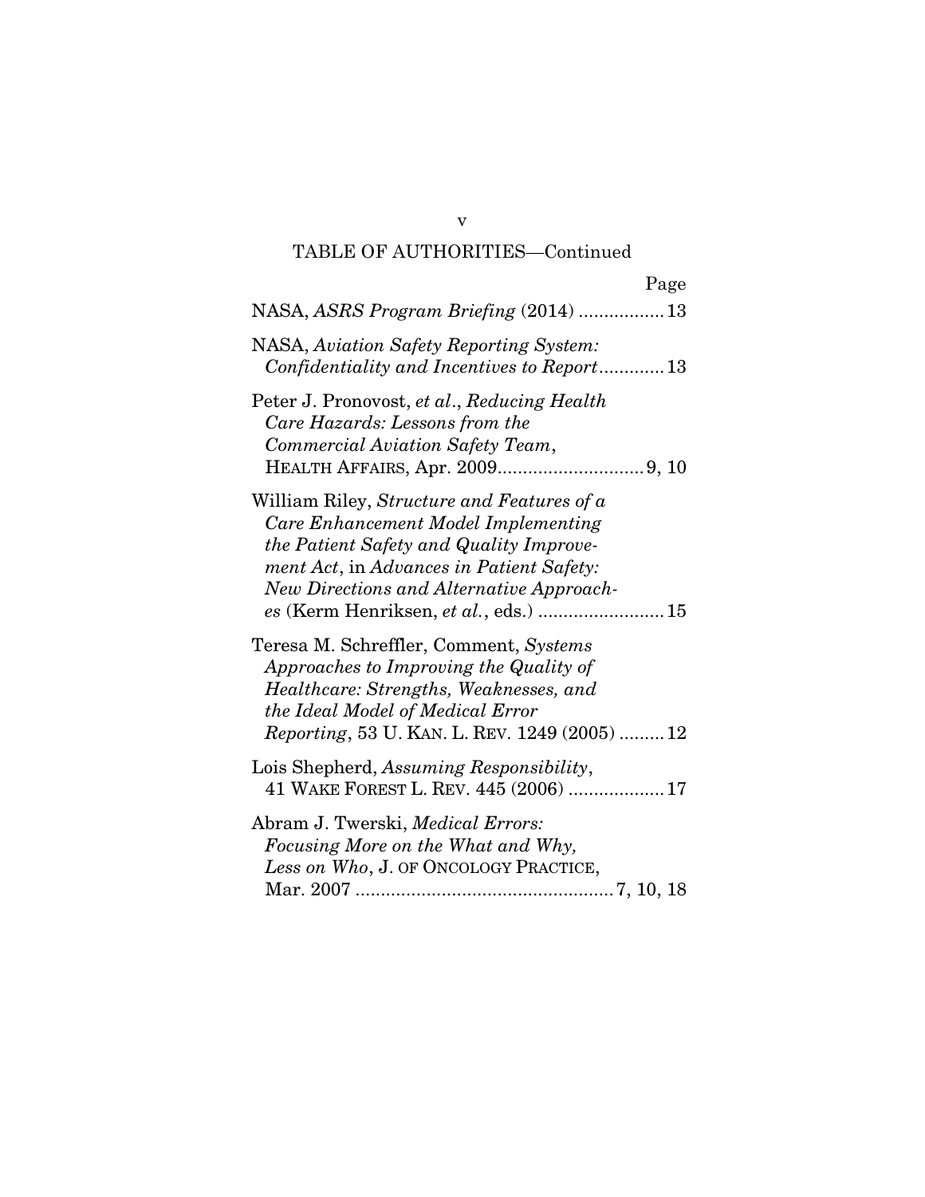TABLE OF AUTHORITIES—Continued

Page

NASA, *ASRS Program Briefing* (2014) ................. 13

NASA, *Aviation Safety Reporting System: Confidentiality and Incentives to Report*............. 13

Peter J. Pronovost, *et al*., *Reducing Health Care Hazards: Lessons from the Commercial Aviation Safety Team*, HEALTH AFFAIRS, Apr. 2009............................. 9, 10

William Riley, *Structure and Features of a Care Enhancement Model Implementing the Patient Safety and Quality Improvement Act*, in *Advances in Patient Safety: New Directions and Alternative Approaches* (Kerm Henriksen, *et al.*, eds.) ......................... 15

Teresa M. Schreffler, Comment, *Systems Approaches to Improving the Quality of Healthcare: Strengths, Weaknesses, and the Ideal Model of Medical Error Reporting*, 53 U. KAN. L. REV. 1249 (2005) ......... 12

Lois Shepherd, *Assuming Responsibility*, 41 WAKE FOREST L. REV. 445 (2006) ................... 17

Abram J. Twerski, *Medical Errors: Focusing More on the What and Why, Less on Who*, J. OF ONCOLOGY PRACTICE, Mar. 2007 .................................................. 7, 10, 18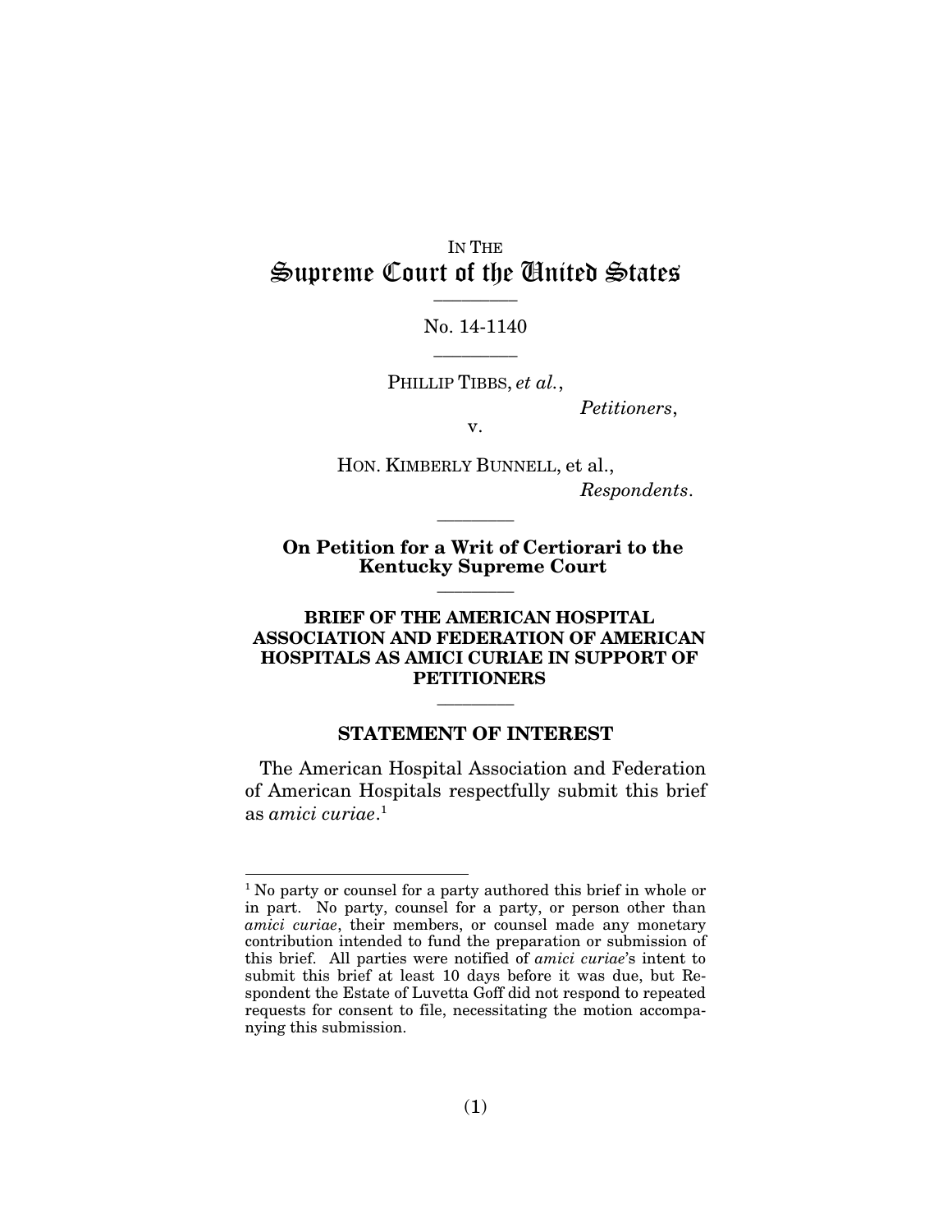IN THE

# Supreme Court of the United States

---

No. 14-1140

---

PHILLIP TIBBS, *et al.*,

*Petitioners*,

v.

HON. KIMBERLY BUNNELL, et al.,

*Respondents*.

---

**On Petition for a Writ of Certiorari to the Kentucky Supreme Court**

---

**BRIEF OF THE AMERICAN HOSPITAL ASSOCIATION AND FEDERATION OF AMERICAN HOSPITALS AS AMICI CURIAE IN SUPPORT OF PETITIONERS**

---

## STATEMENT OF INTEREST

The American Hospital Association and Federation of American Hospitals respectfully submit this brief as *amici curiae*.[1]

---

[1] No party or counsel for a party authored this brief in whole or in part. No party, counsel for a party, or person other than *amici curiae*, their members, or counsel made any monetary contribution intended to fund the preparation or submission of this brief. All parties were notified of *amici curiae*'s intent to submit this brief at least 10 days before it was due, but Respondent the Estate of Luvetta Goff did not respond to repeated requests for consent to file, necessitating the motion accompanying this submission.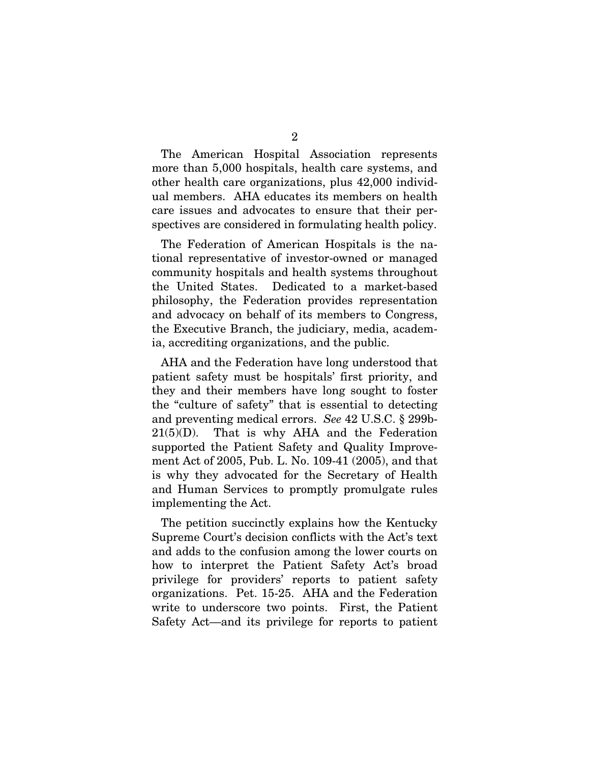The American Hospital Association represents more than 5,000 hospitals, health care systems, and other health care organizations, plus 42,000 individual members. AHA educates its members on health care issues and advocates to ensure that their perspectives are considered in formulating health policy.

The Federation of American Hospitals is the national representative of investor-owned or managed community hospitals and health systems throughout the United States. Dedicated to a market-based philosophy, the Federation provides representation and advocacy on behalf of its members to Congress, the Executive Branch, the judiciary, media, academia, accrediting organizations, and the public.

AHA and the Federation have long understood that patient safety must be hospitals' first priority, and they and their members have long sought to foster the "culture of safety" that is essential to detecting and preventing medical errors. *See* 42 U.S.C. § 299b-21(5)(D). That is why AHA and the Federation supported the Patient Safety and Quality Improvement Act of 2005, Pub. L. No. 109-41 (2005), and that is why they advocated for the Secretary of Health and Human Services to promptly promulgate rules implementing the Act.

The petition succinctly explains how the Kentucky Supreme Court's decision conflicts with the Act's text and adds to the confusion among the lower courts on how to interpret the Patient Safety Act's broad privilege for providers' reports to patient safety organizations. Pet. 15-25. AHA and the Federation write to underscore two points. First, the Patient Safety Act—and its privilege for reports to patient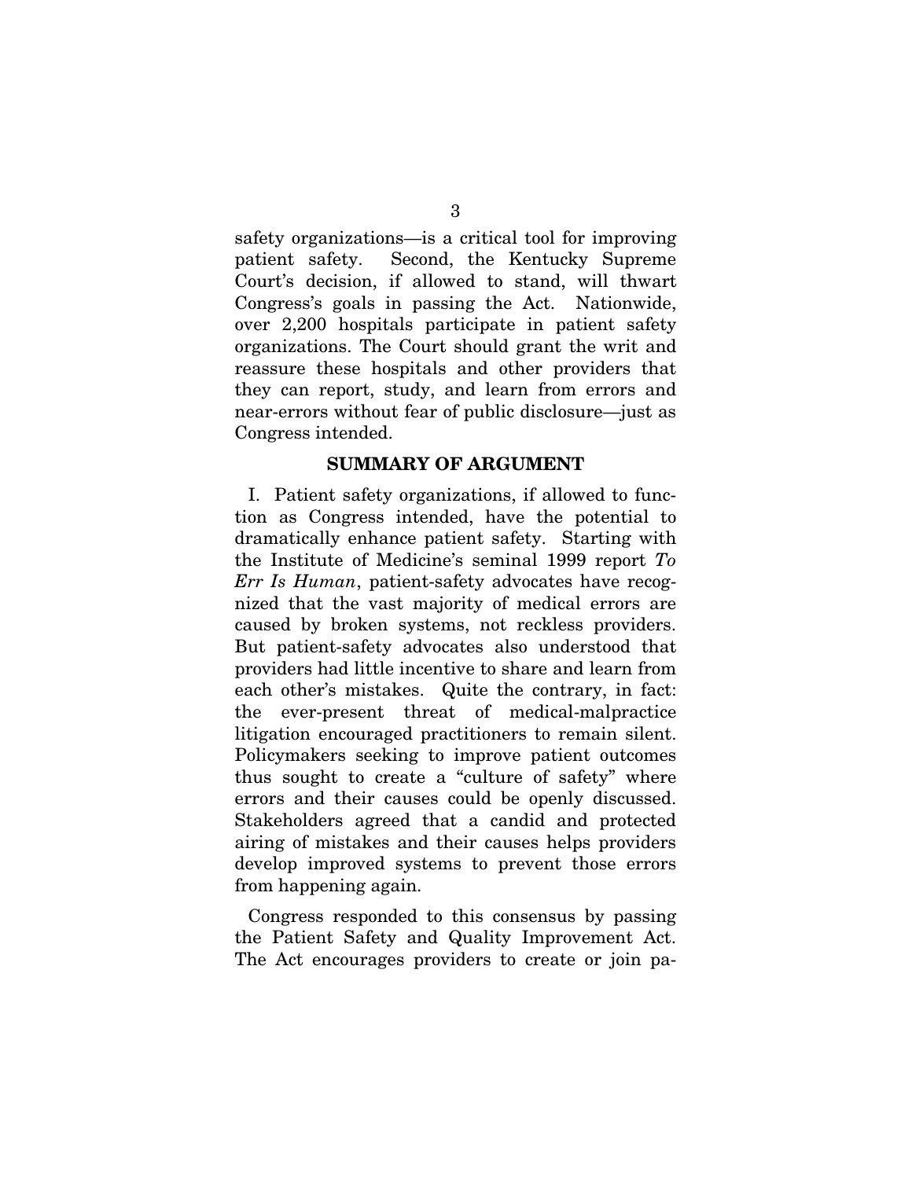safety organizations—is a critical tool for improving patient safety. Second, the Kentucky Supreme Court's decision, if allowed to stand, will thwart Congress's goals in passing the Act. Nationwide, over 2,200 hospitals participate in patient safety organizations. The Court should grant the writ and reassure these hospitals and other providers that they can report, study, and learn from errors and near-errors without fear of public disclosure—just as Congress intended.

## SUMMARY OF ARGUMENT

I. Patient safety organizations, if allowed to function as Congress intended, have the potential to dramatically enhance patient safety. Starting with the Institute of Medicine's seminal 1999 report *To Err Is Human*, patient-safety advocates have recognized that the vast majority of medical errors are caused by broken systems, not reckless providers. But patient-safety advocates also understood that providers had little incentive to share and learn from each other's mistakes. Quite the contrary, in fact: the ever-present threat of medical-malpractice litigation encouraged practitioners to remain silent. Policymakers seeking to improve patient outcomes thus sought to create a "culture of safety" where errors and their causes could be openly discussed. Stakeholders agreed that a candid and protected airing of mistakes and their causes helps providers develop improved systems to prevent those errors from happening again.

Congress responded to this consensus by passing the Patient Safety and Quality Improvement Act. The Act encourages providers to create or join pa-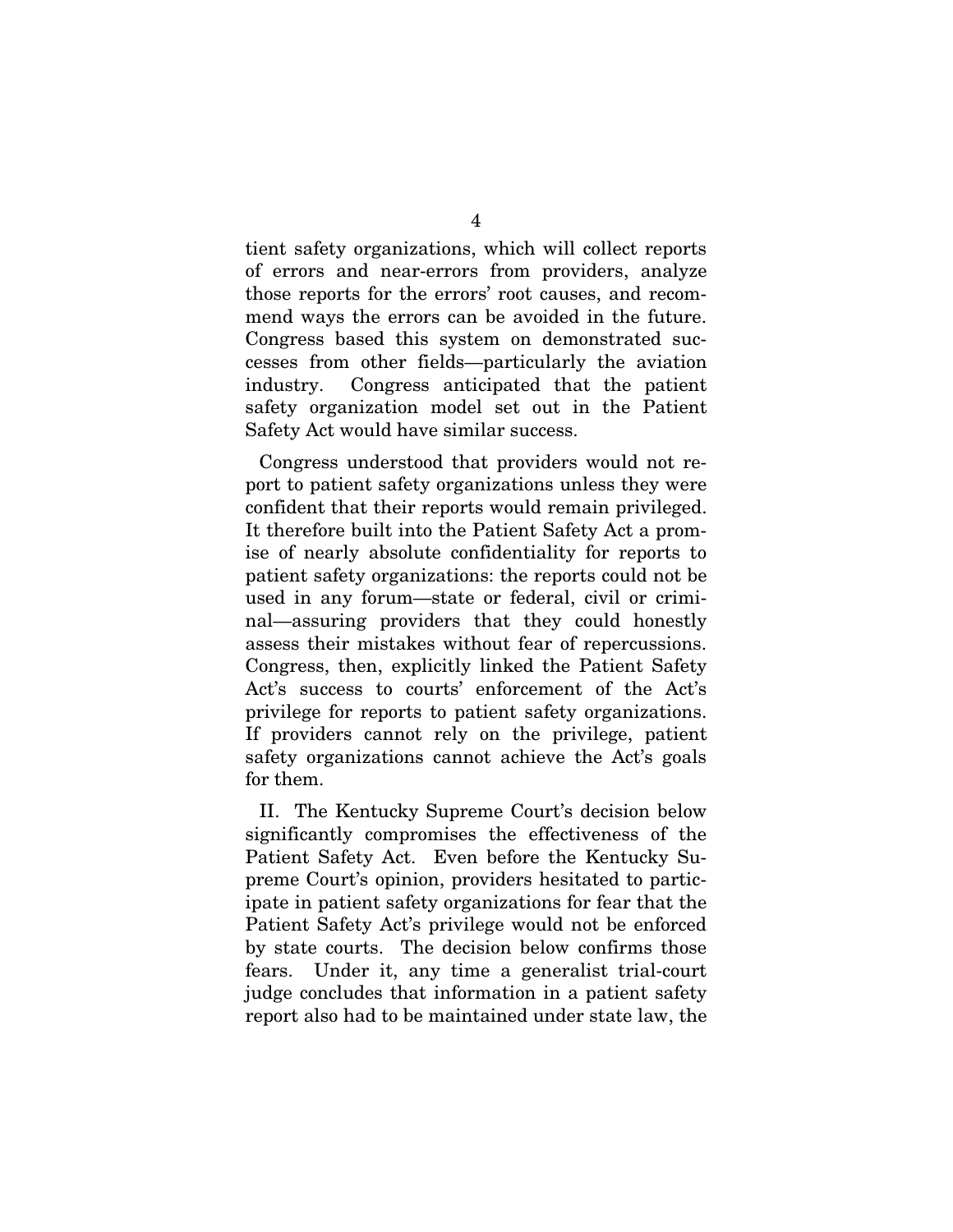tient safety organizations, which will collect reports of errors and near-errors from providers, analyze those reports for the errors' root causes, and recommend ways the errors can be avoided in the future. Congress based this system on demonstrated successes from other fields—particularly the aviation industry. Congress anticipated that the patient safety organization model set out in the Patient Safety Act would have similar success.

Congress understood that providers would not report to patient safety organizations unless they were confident that their reports would remain privileged. It therefore built into the Patient Safety Act a promise of nearly absolute confidentiality for reports to patient safety organizations: the reports could not be used in any forum—state or federal, civil or criminal—assuring providers that they could honestly assess their mistakes without fear of repercussions. Congress, then, explicitly linked the Patient Safety Act's success to courts' enforcement of the Act's privilege for reports to patient safety organizations. If providers cannot rely on the privilege, patient safety organizations cannot achieve the Act's goals for them.

II. The Kentucky Supreme Court's decision below significantly compromises the effectiveness of the Patient Safety Act. Even before the Kentucky Supreme Court's opinion, providers hesitated to participate in patient safety organizations for fear that the Patient Safety Act's privilege would not be enforced by state courts. The decision below confirms those fears. Under it, any time a generalist trial-court judge concludes that information in a patient safety report also had to be maintained under state law, the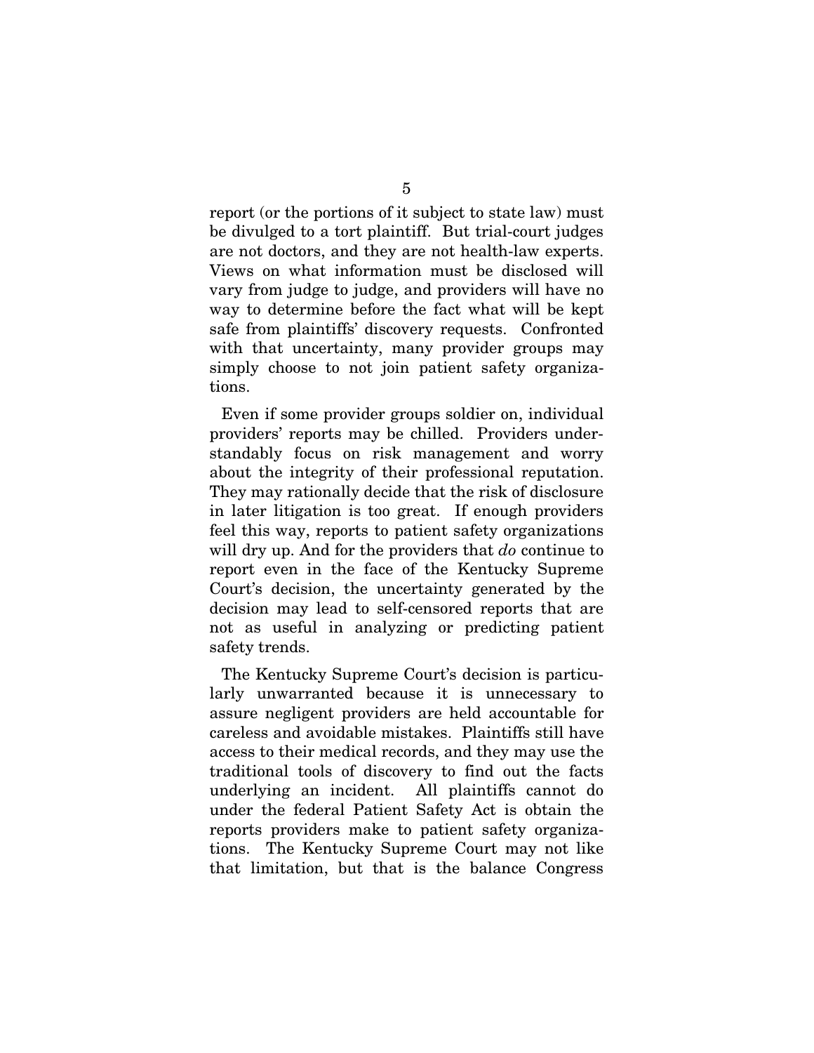report (or the portions of it subject to state law) must be divulged to a tort plaintiff. But trial-court judges are not doctors, and they are not health-law experts. Views on what information must be disclosed will vary from judge to judge, and providers will have no way to determine before the fact what will be kept safe from plaintiffs' discovery requests. Confronted with that uncertainty, many provider groups may simply choose to not join patient safety organizations.

Even if some provider groups soldier on, individual providers' reports may be chilled. Providers understandably focus on risk management and worry about the integrity of their professional reputation. They may rationally decide that the risk of disclosure in later litigation is too great. If enough providers feel this way, reports to patient safety organizations will dry up. And for the providers that *do* continue to report even in the face of the Kentucky Supreme Court's decision, the uncertainty generated by the decision may lead to self-censored reports that are not as useful in analyzing or predicting patient safety trends.

The Kentucky Supreme Court's decision is particularly unwarranted because it is unnecessary to assure negligent providers are held accountable for careless and avoidable mistakes. Plaintiffs still have access to their medical records, and they may use the traditional tools of discovery to find out the facts underlying an incident. All plaintiffs cannot do under the federal Patient Safety Act is obtain the reports providers make to patient safety organizations. The Kentucky Supreme Court may not like that limitation, but that is the balance Congress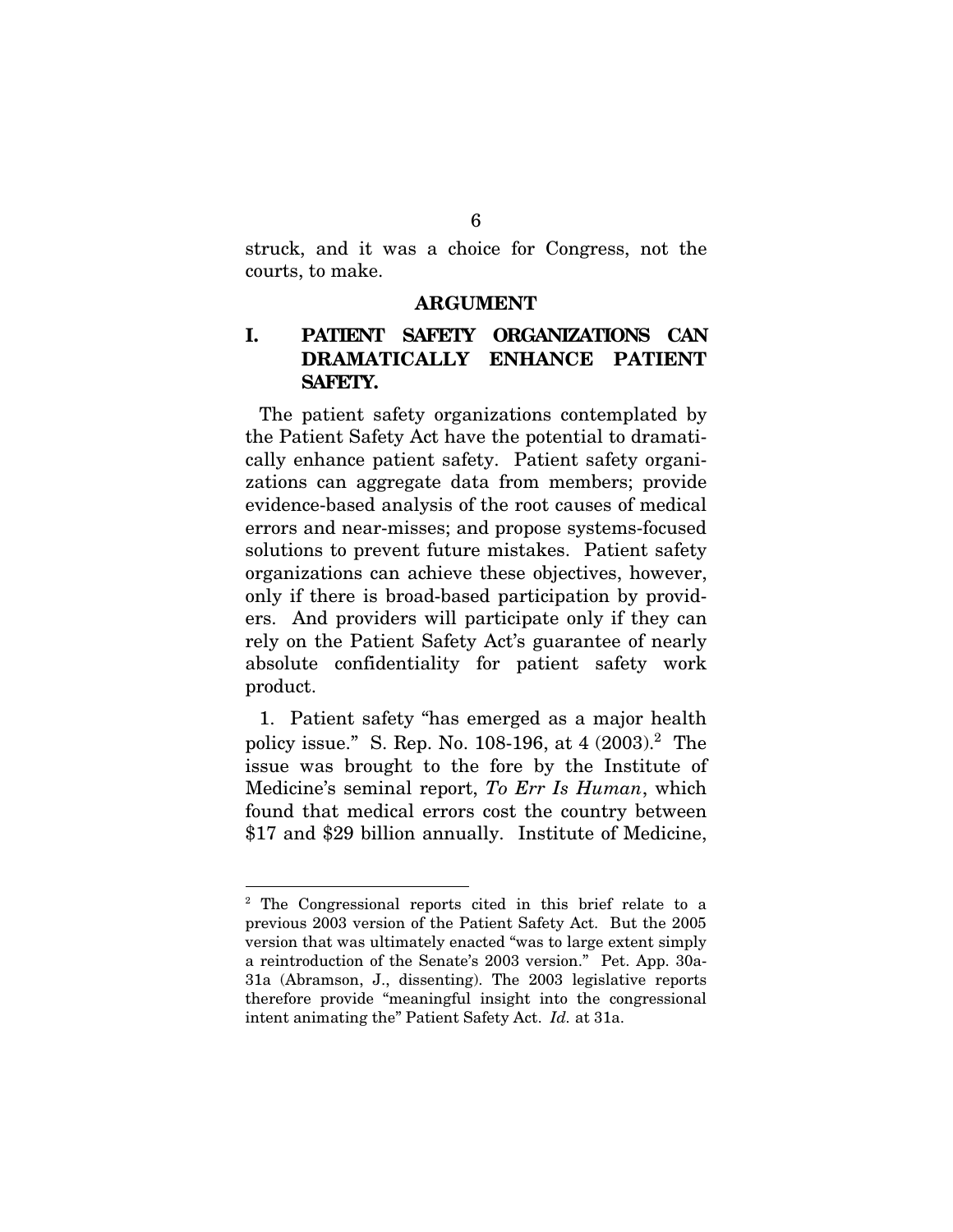struck, and it was a choice for Congress, not the courts, to make.

## ARGUMENT

### I. PATIENT SAFETY ORGANIZATIONS CAN DRAMATICALLY ENHANCE PATIENT SAFETY.

The patient safety organizations contemplated by the Patient Safety Act have the potential to dramatically enhance patient safety. Patient safety organizations can aggregate data from members; provide evidence-based analysis of the root causes of medical errors and near-misses; and propose systems-focused solutions to prevent future mistakes. Patient safety organizations can achieve these objectives, however, only if there is broad-based participation by providers. And providers will participate only if they can rely on the Patient Safety Act's guarantee of nearly absolute confidentiality for patient safety work product.

1. Patient safety "has emerged as a major health policy issue." S. Rep. No. 108-196, at 4 (2003).[2] The issue was brought to the fore by the Institute of Medicine's seminal report, *To Err Is Human*, which found that medical errors cost the country between $17 and $29 billion annually. Institute of Medicine,

---

[2] The Congressional reports cited in this brief relate to a previous 2003 version of the Patient Safety Act. But the 2005 version that was ultimately enacted "was to large extent simply a reintroduction of the Senate's 2003 version." Pet. App. 30a-31a (Abramson, J., dissenting). The 2003 legislative reports therefore provide "meaningful insight into the congressional intent animating the" Patient Safety Act. *Id.* at 31a.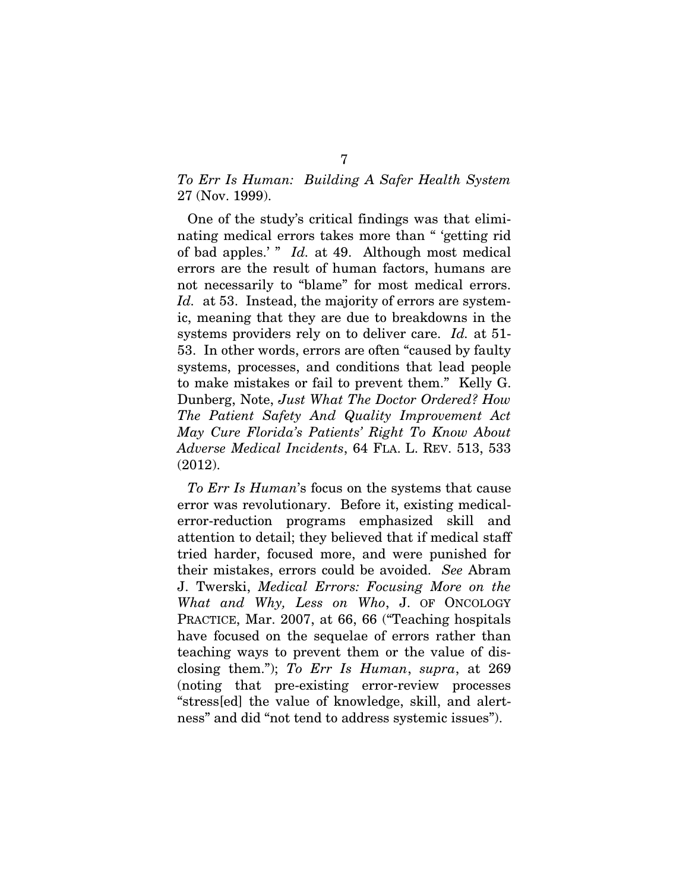*To Err Is Human: Building A Safer Health System* 27 (Nov. 1999).

One of the study's critical findings was that eliminating medical errors takes more than " 'getting rid of bad apples.' " *Id.* at 49. Although most medical errors are the result of human factors, humans are not necessarily to "blame" for most medical errors. *Id.* at 53. Instead, the majority of errors are systemic, meaning that they are due to breakdowns in the systems providers rely on to deliver care. *Id.* at 51-53. In other words, errors are often "caused by faulty systems, processes, and conditions that lead people to make mistakes or fail to prevent them." Kelly G. Dunberg, Note, *Just What The Doctor Ordered? How The Patient Safety And Quality Improvement Act May Cure Florida's Patients' Right To Know About Adverse Medical Incidents*, 64 FLA. L. REV. 513, 533 (2012).

*To Err Is Human*'s focus on the systems that cause error was revolutionary. Before it, existing medical-error-reduction programs emphasized skill and attention to detail; they believed that if medical staff tried harder, focused more, and were punished for their mistakes, errors could be avoided. *See* Abram J. Twerski, *Medical Errors: Focusing More on the What and Why, Less on Who*, J. OF ONCOLOGY PRACTICE, Mar. 2007, at 66, 66 ("Teaching hospitals have focused on the sequelae of errors rather than teaching ways to prevent them or the value of disclosing them."); *To Err Is Human*, *supra*, at 269 (noting that pre-existing error-review processes "stress[ed] the value of knowledge, skill, and alertness" and did "not tend to address systemic issues").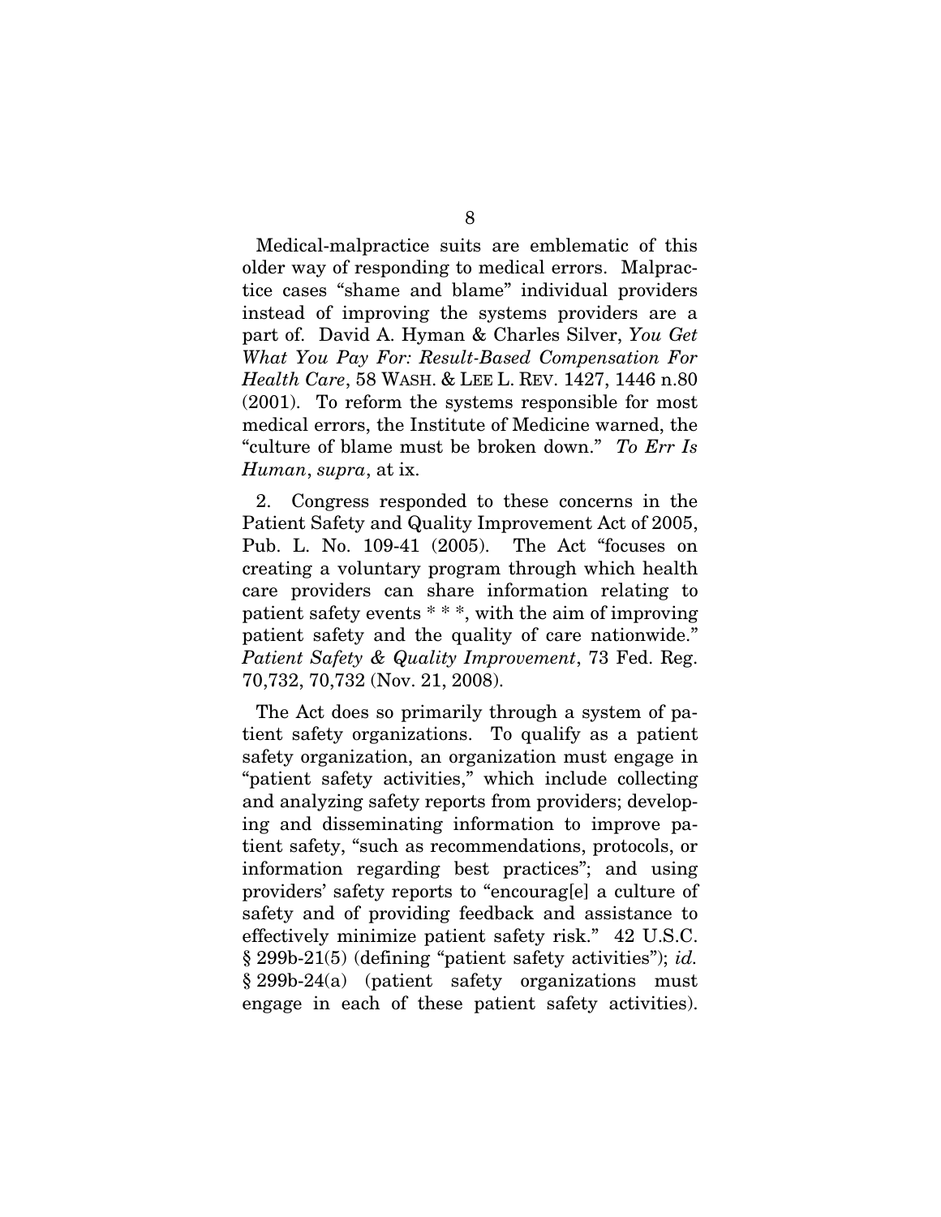Medical-malpractice suits are emblematic of this older way of responding to medical errors. Malpractice cases "shame and blame" individual providers instead of improving the systems providers are a part of. David A. Hyman & Charles Silver, *You Get What You Pay For: Result-Based Compensation For Health Care*, 58 WASH. & LEE L. REV. 1427, 1446 n.80 (2001). To reform the systems responsible for most medical errors, the Institute of Medicine warned, the "culture of blame must be broken down." *To Err Is Human*, *supra*, at ix.

2. Congress responded to these concerns in the Patient Safety and Quality Improvement Act of 2005, Pub. L. No. 109-41 (2005). The Act "focuses on creating a voluntary program through which health care providers can share information relating to patient safety events * * *, with the aim of improving patient safety and the quality of care nationwide." *Patient Safety & Quality Improvement*, 73 Fed. Reg. 70,732, 70,732 (Nov. 21, 2008).

The Act does so primarily through a system of patient safety organizations. To qualify as a patient safety organization, an organization must engage in "patient safety activities," which include collecting and analyzing safety reports from providers; developing and disseminating information to improve patient safety, "such as recommendations, protocols, or information regarding best practices"; and using providers' safety reports to "encourag[e] a culture of safety and of providing feedback and assistance to effectively minimize patient safety risk." 42 U.S.C. § 299b-21(5) (defining "patient safety activities"); *id.* § 299b-24(a) (patient safety organizations must engage in each of these patient safety activities).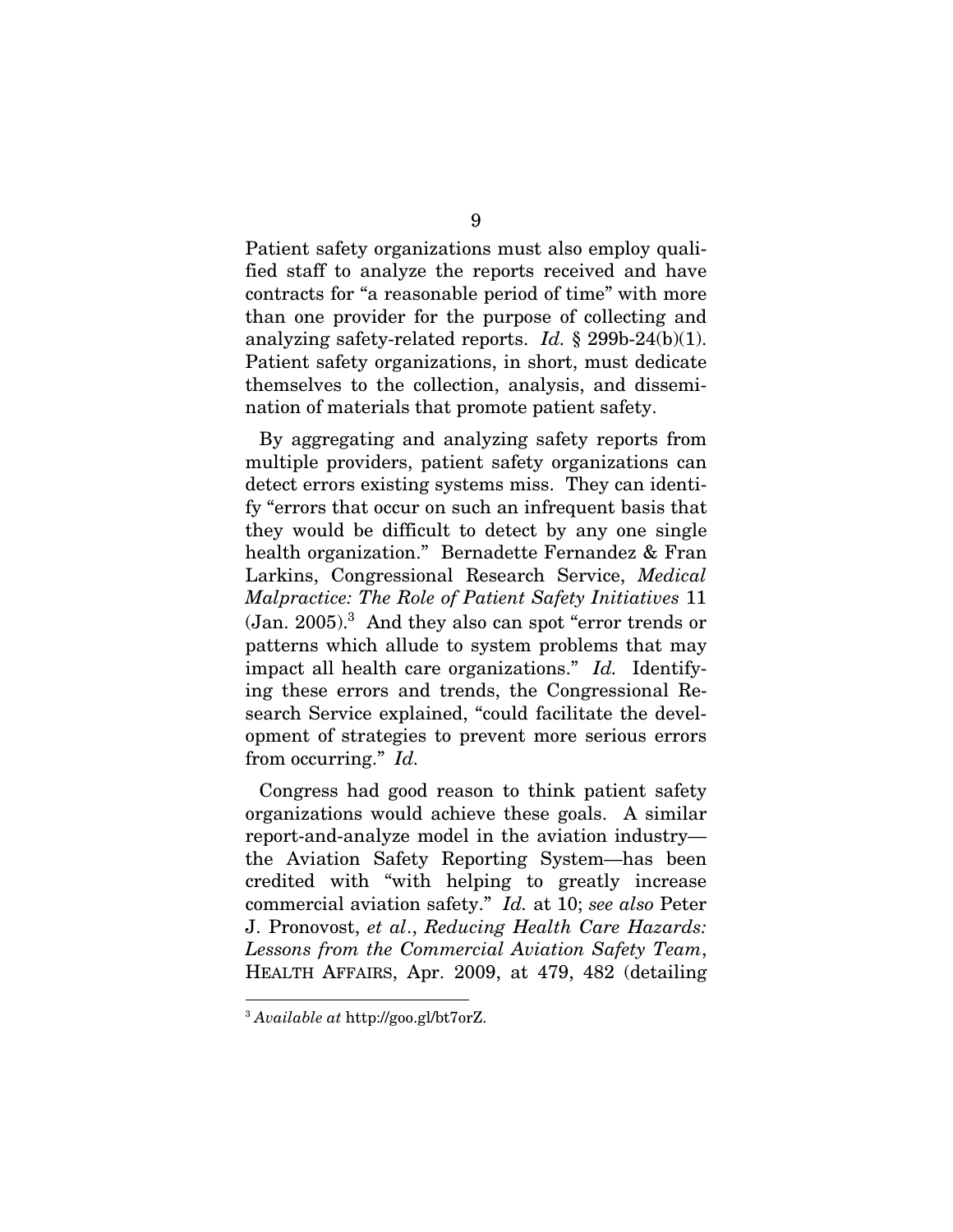Patient safety organizations must also employ qualified staff to analyze the reports received and have contracts for "a reasonable period of time" with more than one provider for the purpose of collecting and analyzing safety-related reports. *Id.* § 299b-24(b)(1). Patient safety organizations, in short, must dedicate themselves to the collection, analysis, and dissemination of materials that promote patient safety.

By aggregating and analyzing safety reports from multiple providers, patient safety organizations can detect errors existing systems miss. They can identify "errors that occur on such an infrequent basis that they would be difficult to detect by any one single health organization." Bernadette Fernandez & Fran Larkins, Congressional Research Service, *Medical Malpractice: The Role of Patient Safety Initiatives* 11 (Jan. 2005).[3] And they also can spot "error trends or patterns which allude to system problems that may impact all health care organizations." *Id.* Identifying these errors and trends, the Congressional Research Service explained, "could facilitate the development of strategies to prevent more serious errors from occurring." *Id.*

Congress had good reason to think patient safety organizations would achieve these goals. A similar report-and-analyze model in the aviation industry—the Aviation Safety Reporting System—has been credited with "with helping to greatly increase commercial aviation safety." *Id.* at 10; *see also* Peter J. Pronovost, *et al*., *Reducing Health Care Hazards: Lessons from the Commercial Aviation Safety Team*, HEALTH AFFAIRS, Apr. 2009, at 479, 482 (detailing

---

[3] *Available at* http://goo.gl/bt7orZ.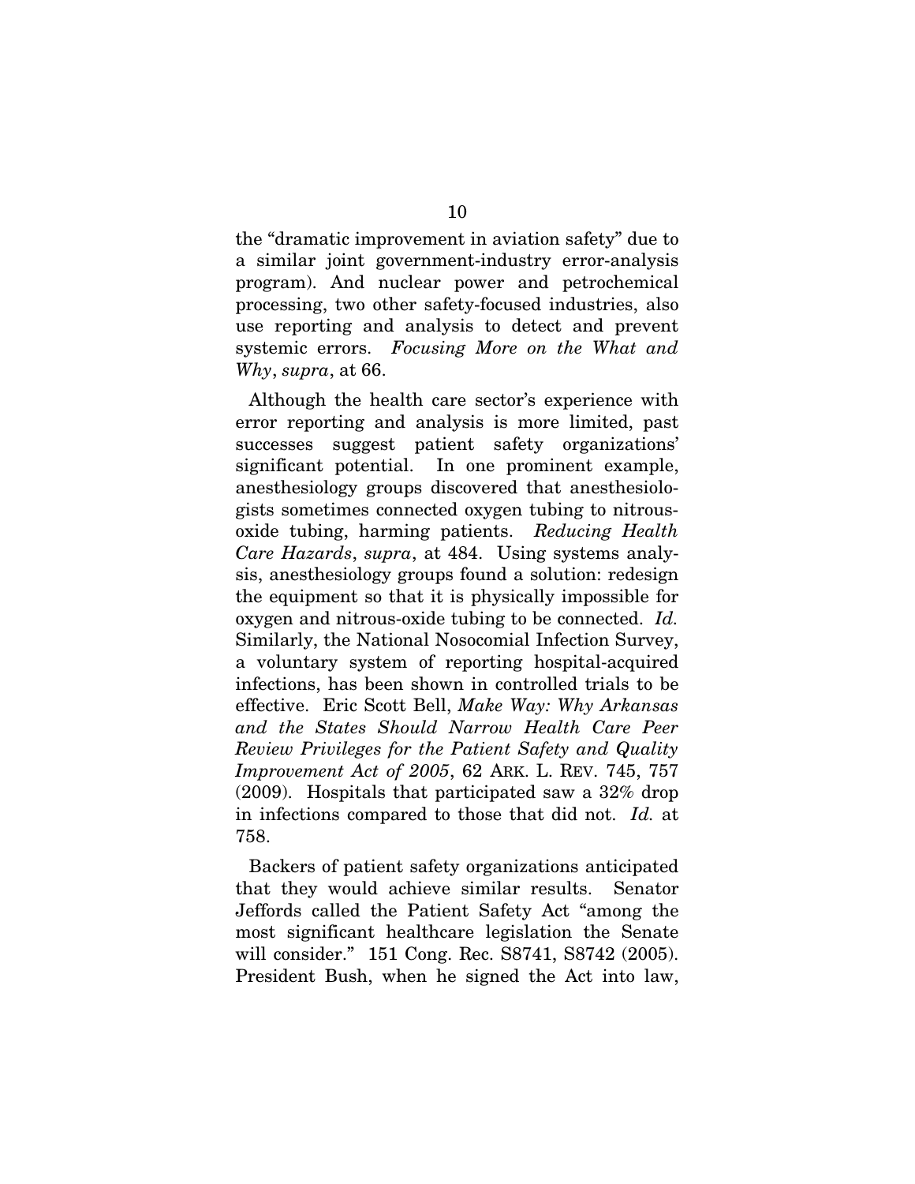the "dramatic improvement in aviation safety" due to a similar joint government-industry error-analysis program). And nuclear power and petrochemical processing, two other safety-focused industries, also use reporting and analysis to detect and prevent systemic errors. *Focusing More on the What and Why*, *supra*, at 66.

Although the health care sector's experience with error reporting and analysis is more limited, past successes suggest patient safety organizations' significant potential. In one prominent example, anesthesiology groups discovered that anesthesiologists sometimes connected oxygen tubing to nitrous-oxide tubing, harming patients. *Reducing Health Care Hazards*, *supra*, at 484. Using systems analysis, anesthesiology groups found a solution: redesign the equipment so that it is physically impossible for oxygen and nitrous-oxide tubing to be connected. *Id.* Similarly, the National Nosocomial Infection Survey, a voluntary system of reporting hospital-acquired infections, has been shown in controlled trials to be effective. Eric Scott Bell, *Make Way: Why Arkansas and the States Should Narrow Health Care Peer Review Privileges for the Patient Safety and Quality Improvement Act of 2005*, 62 ARK. L. REV. 745, 757 (2009). Hospitals that participated saw a 32% drop in infections compared to those that did not. *Id.* at 758.

Backers of patient safety organizations anticipated that they would achieve similar results. Senator Jeffords called the Patient Safety Act "among the most significant healthcare legislation the Senate will consider." 151 Cong. Rec. S8741, S8742 (2005). President Bush, when he signed the Act into law,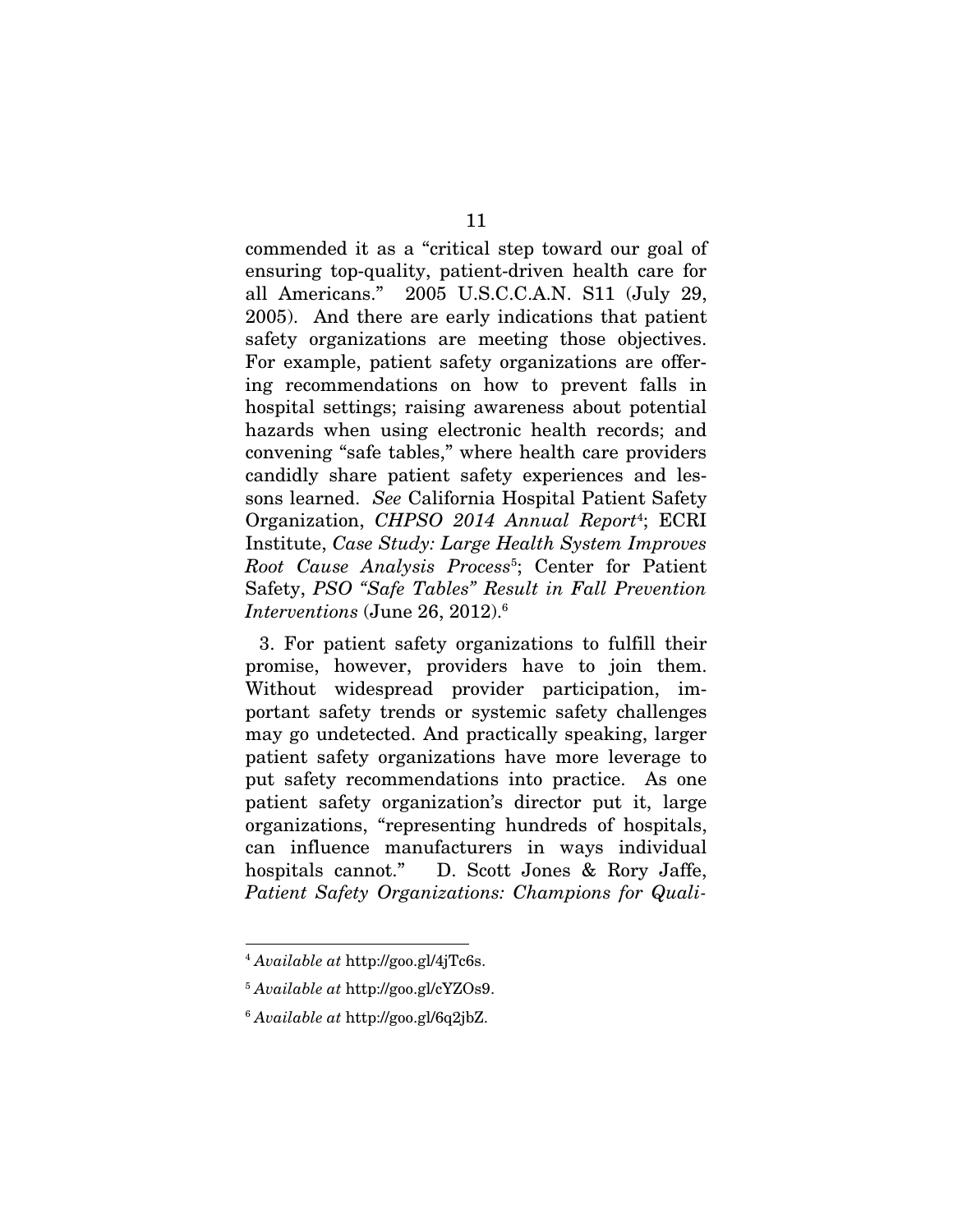commended it as a "critical step toward our goal of ensuring top-quality, patient-driven health care for all Americans." 2005 U.S.C.C.A.N. S11 (July 29, 2005). And there are early indications that patient safety organizations are meeting those objectives. For example, patient safety organizations are offering recommendations on how to prevent falls in hospital settings; raising awareness about potential hazards when using electronic health records; and convening "safe tables," where health care providers candidly share patient safety experiences and lessons learned. *See* California Hospital Patient Safety Organization, *CHPSO 2014 Annual Report*[4]; ECRI Institute, *Case Study: Large Health System Improves Root Cause Analysis Process*[5]; Center for Patient Safety, *PSO "Safe Tables" Result in Fall Prevention Interventions* (June 26, 2012).[6]

3. For patient safety organizations to fulfill their promise, however, providers have to join them. Without widespread provider participation, important safety trends or systemic safety challenges may go undetected. And practically speaking, larger patient safety organizations have more leverage to put safety recommendations into practice. As one patient safety organization's director put it, large organizations, "representing hundreds of hospitals, can influence manufacturers in ways individual hospitals cannot." D. Scott Jones & Rory Jaffe, *Patient Safety Organizations: Champions for Quali-*

---

[4] *Available at* http://goo.gl/4jTc6s.

[5] *Available at* http://goo.gl/cYZOs9.

[6] *Available at* http://goo.gl/6q2jbZ.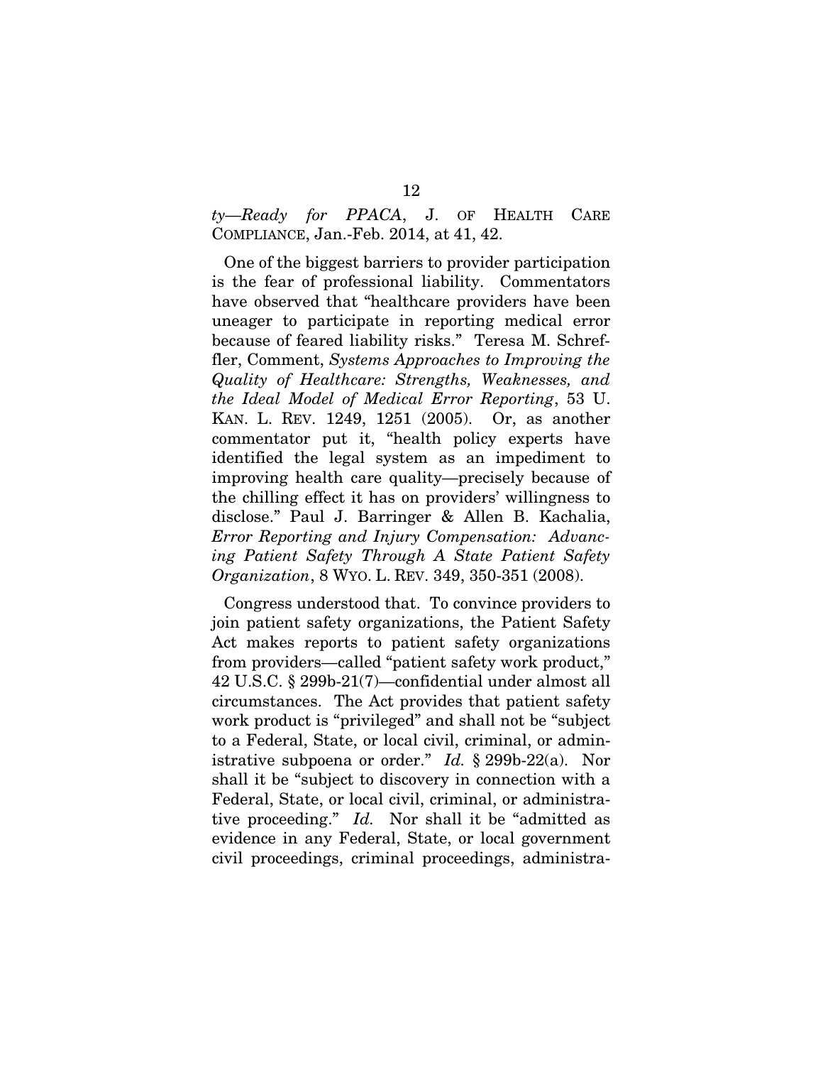*ty—Ready for PPACA*, J. OF HEALTH CARE COMPLIANCE, Jan.-Feb. 2014, at 41, 42.

One of the biggest barriers to provider participation is the fear of professional liability. Commentators have observed that "healthcare providers have been uneager to participate in reporting medical error because of feared liability risks." Teresa M. Schreffler, Comment, *Systems Approaches to Improving the Quality of Healthcare: Strengths, Weaknesses, and the Ideal Model of Medical Error Reporting*, 53 U. KAN. L. REV. 1249, 1251 (2005). Or, as another commentator put it, "health policy experts have identified the legal system as an impediment to improving health care quality—precisely because of the chilling effect it has on providers' willingness to disclose." Paul J. Barringer & Allen B. Kachalia, *Error Reporting and Injury Compensation: Advancing Patient Safety Through A State Patient Safety Organization*, 8 WYO. L. REV. 349, 350-351 (2008).

Congress understood that. To convince providers to join patient safety organizations, the Patient Safety Act makes reports to patient safety organizations from providers—called "patient safety work product," 42 U.S.C. § 299b-21(7)—confidential under almost all circumstances. The Act provides that patient safety work product is "privileged" and shall not be "subject to a Federal, State, or local civil, criminal, or administrative subpoena or order." *Id.* § 299b-22(a). Nor shall it be "subject to discovery in connection with a Federal, State, or local civil, criminal, or administrative proceeding." *Id.* Nor shall it be "admitted as evidence in any Federal, State, or local government civil proceedings, criminal proceedings, administra-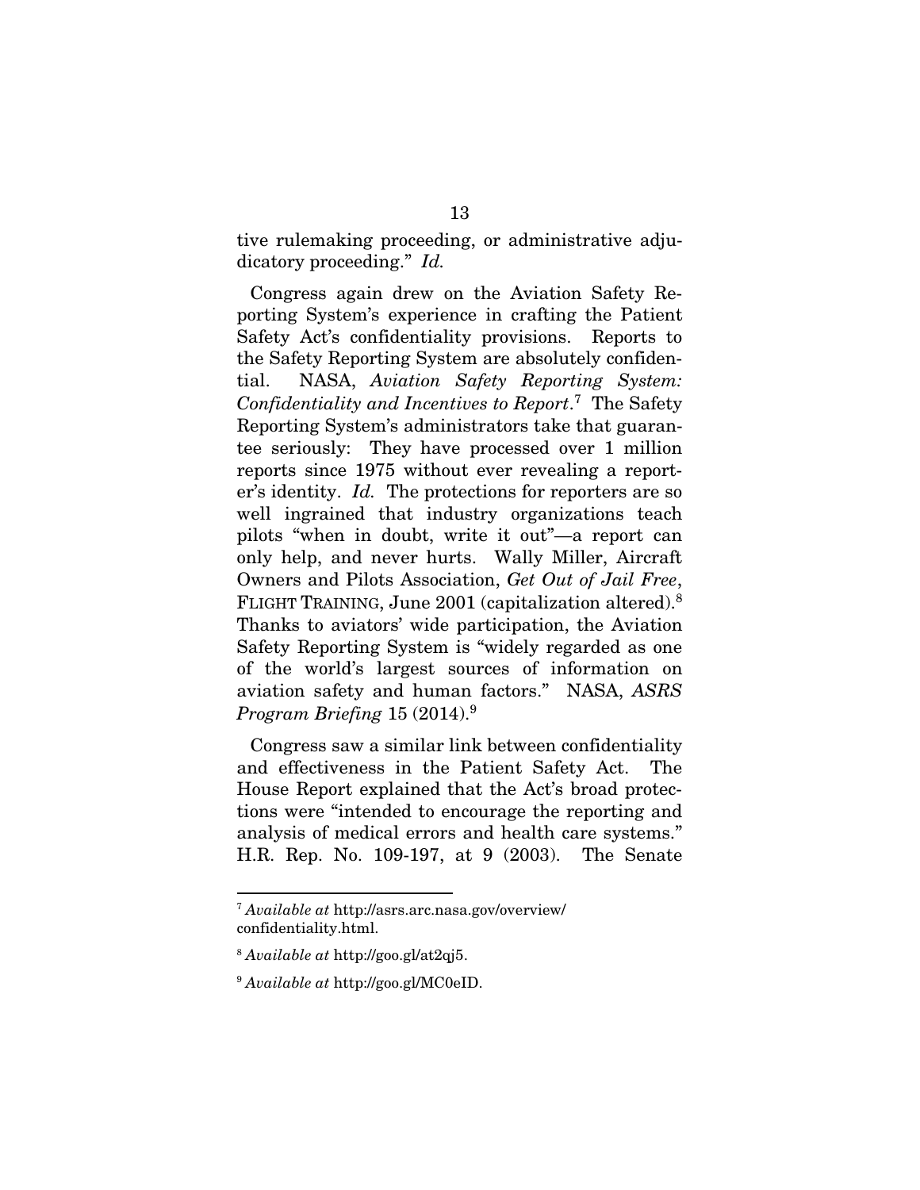tive rulemaking proceeding, or administrative adjudicatory proceeding." *Id.*

Congress again drew on the Aviation Safety Reporting System's experience in crafting the Patient Safety Act's confidentiality provisions. Reports to the Safety Reporting System are absolutely confidential. NASA, *Aviation Safety Reporting System: Confidentiality and Incentives to Report*.[7] The Safety Reporting System's administrators take that guarantee seriously: They have processed over 1 million reports since 1975 without ever revealing a reporter's identity. *Id.* The protections for reporters are so well ingrained that industry organizations teach pilots "when in doubt, write it out"—a report can only help, and never hurts. Wally Miller, Aircraft Owners and Pilots Association, *Get Out of Jail Free*, FLIGHT TRAINING, June 2001 (capitalization altered).[8] Thanks to aviators' wide participation, the Aviation Safety Reporting System is "widely regarded as one of the world's largest sources of information on aviation safety and human factors." NASA, *ASRS Program Briefing* 15 (2014).[9]

Congress saw a similar link between confidentiality and effectiveness in the Patient Safety Act. The House Report explained that the Act's broad protections were "intended to encourage the reporting and analysis of medical errors and health care systems." H.R. Rep. No. 109-197, at 9 (2003). The Senate

---

[7] *Available at* http://asrs.arc.nasa.gov/overview/confidentiality.html.

[8] *Available at* http://goo.gl/at2qj5.

[9] *Available at* http://goo.gl/MC0eID.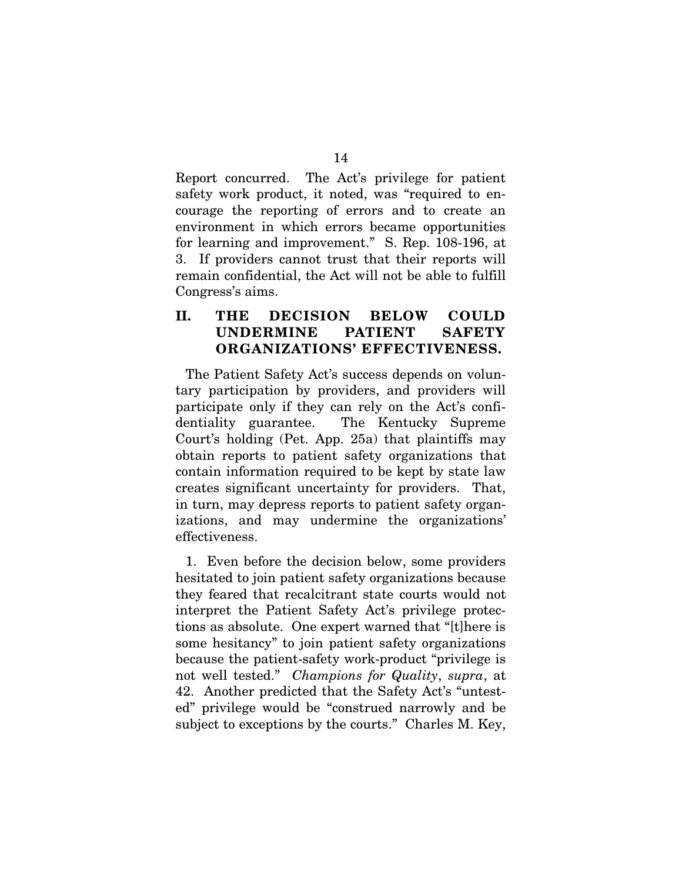Report concurred. The Act's privilege for patient safety work product, it noted, was "required to encourage the reporting of errors and to create an environment in which errors became opportunities for learning and improvement." S. Rep. 108-196, at 3. If providers cannot trust that their reports will remain confidential, the Act will not be able to fulfill Congress's aims.

## II. THE DECISION BELOW COULD UNDERMINE PATIENT SAFETY ORGANIZATIONS' EFFECTIVENESS.

The Patient Safety Act's success depends on voluntary participation by providers, and providers will participate only if they can rely on the Act's confidentiality guarantee. The Kentucky Supreme Court's holding (Pet. App. 25a) that plaintiffs may obtain reports to patient safety organizations that contain information required to be kept by state law creates significant uncertainty for providers. That, in turn, may depress reports to patient safety organizations, and may undermine the organizations' effectiveness.

1. Even before the decision below, some providers hesitated to join patient safety organizations because they feared that recalcitrant state courts would not interpret the Patient Safety Act's privilege protections as absolute. One expert warned that "[t]here is some hesitancy" to join patient safety organizations because the patient-safety work-product "privilege is not well tested." *Champions for Quality*, *supra*, at 42. Another predicted that the Safety Act's "untested" privilege would be "construed narrowly and be subject to exceptions by the courts." Charles M. Key,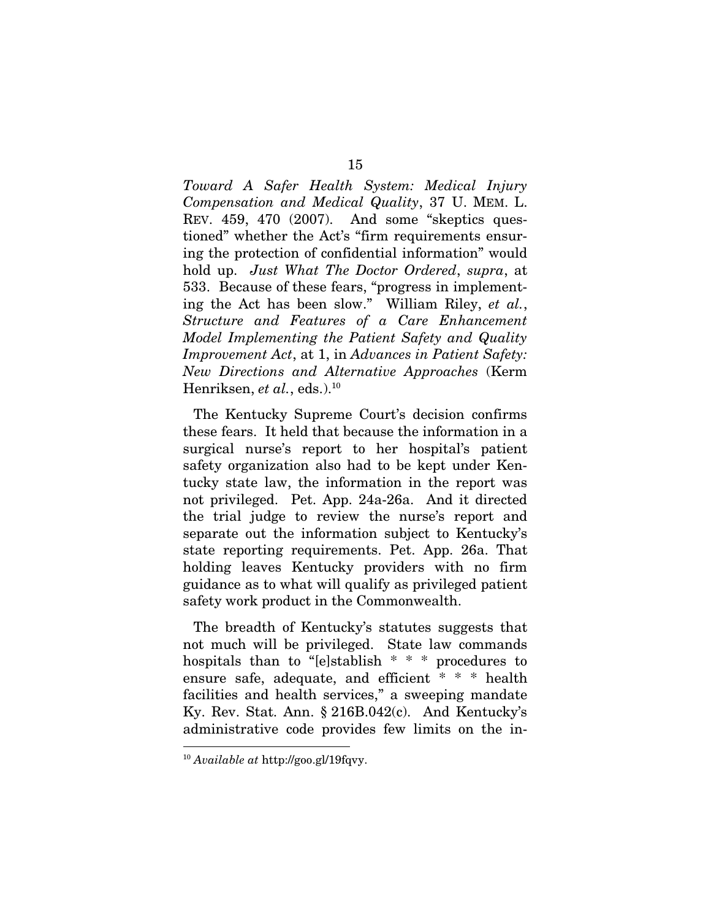*Toward A Safer Health System: Medical Injury Compensation and Medical Quality*, 37 U. MEM. L. REV. 459, 470 (2007). And some "skeptics questioned" whether the Act's "firm requirements ensuring the protection of confidential information" would hold up. *Just What The Doctor Ordered*, *supra*, at 533. Because of these fears, "progress in implementing the Act has been slow." William Riley, *et al.*, *Structure and Features of a Care Enhancement Model Implementing the Patient Safety and Quality Improvement Act*, at 1, in *Advances in Patient Safety: New Directions and Alternative Approaches* (Kerm Henriksen, *et al.*, eds.).[10]

The Kentucky Supreme Court's decision confirms these fears. It held that because the information in a surgical nurse's report to her hospital's patient safety organization also had to be kept under Kentucky state law, the information in the report was not privileged. Pet. App. 24a-26a. And it directed the trial judge to review the nurse's report and separate out the information subject to Kentucky's state reporting requirements. Pet. App. 26a. That holding leaves Kentucky providers with no firm guidance as to what will qualify as privileged patient safety work product in the Commonwealth.

The breadth of Kentucky's statutes suggests that not much will be privileged. State law commands hospitals than to "[e]stablish * * * procedures to ensure safe, adequate, and efficient * * * health facilities and health services," a sweeping mandate Ky. Rev. Stat. Ann. § 216B.042(c). And Kentucky's administrative code provides few limits on the in-

[10] *Available at* http://goo.gl/19fqvy.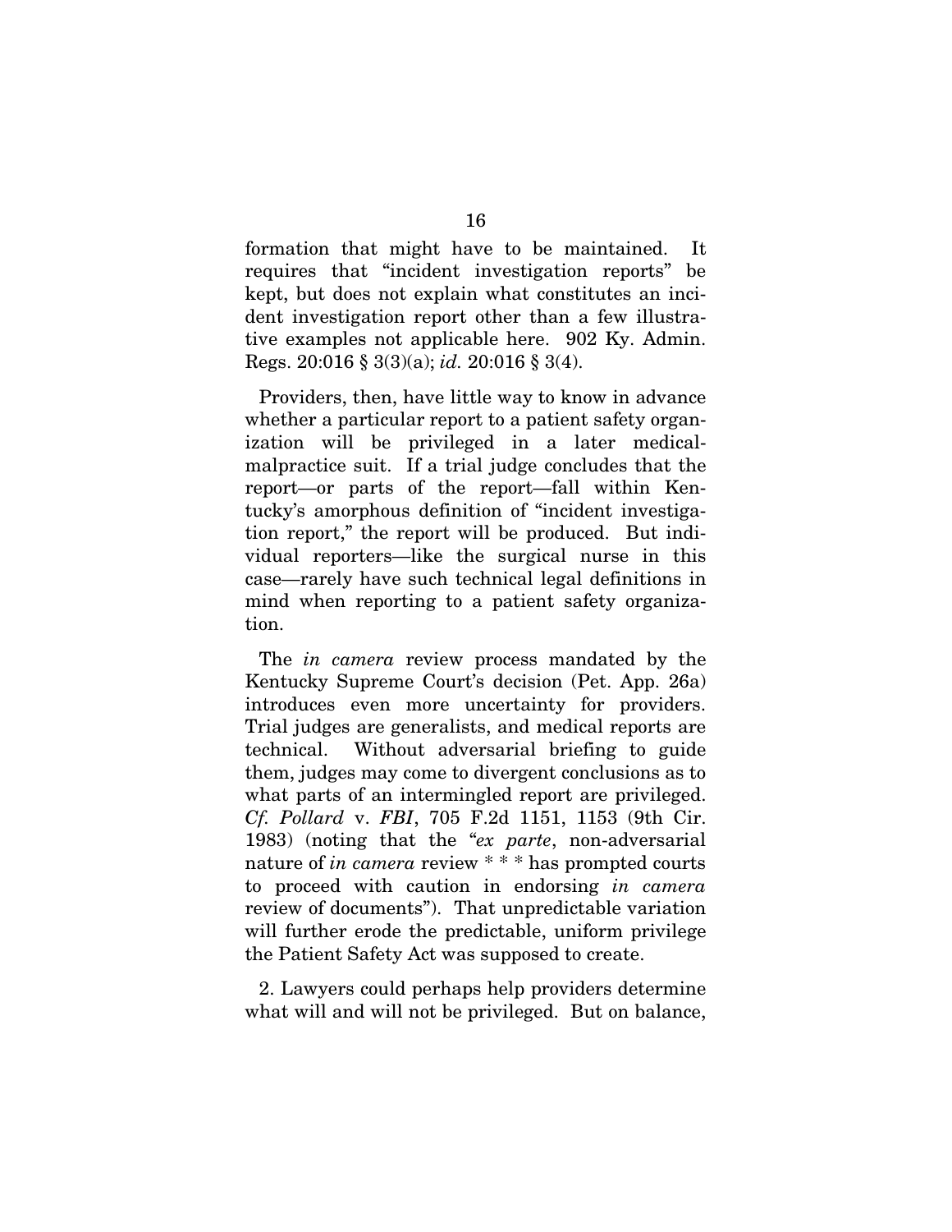formation that might have to be maintained. It requires that "incident investigation reports" be kept, but does not explain what constitutes an incident investigation report other than a few illustrative examples not applicable here. 902 Ky. Admin. Regs. 20:016 § 3(3)(a); *id.* 20:016 § 3(4).

Providers, then, have little way to know in advance whether a particular report to a patient safety organization will be privileged in a later medical-malpractice suit. If a trial judge concludes that the report—or parts of the report—fall within Kentucky's amorphous definition of "incident investigation report," the report will be produced. But individual reporters—like the surgical nurse in this case—rarely have such technical legal definitions in mind when reporting to a patient safety organization.

The *in camera* review process mandated by the Kentucky Supreme Court's decision (Pet. App. 26a) introduces even more uncertainty for providers. Trial judges are generalists, and medical reports are technical. Without adversarial briefing to guide them, judges may come to divergent conclusions as to what parts of an intermingled report are privileged. *Cf. Pollard* v. *FBI*, 705 F.2d 1151, 1153 (9th Cir. 1983) (noting that the "*ex parte*, non-adversarial nature of *in camera* review * * * has prompted courts to proceed with caution in endorsing *in camera* review of documents"). That unpredictable variation will further erode the predictable, uniform privilege the Patient Safety Act was supposed to create.

2. Lawyers could perhaps help providers determine what will and will not be privileged. But on balance,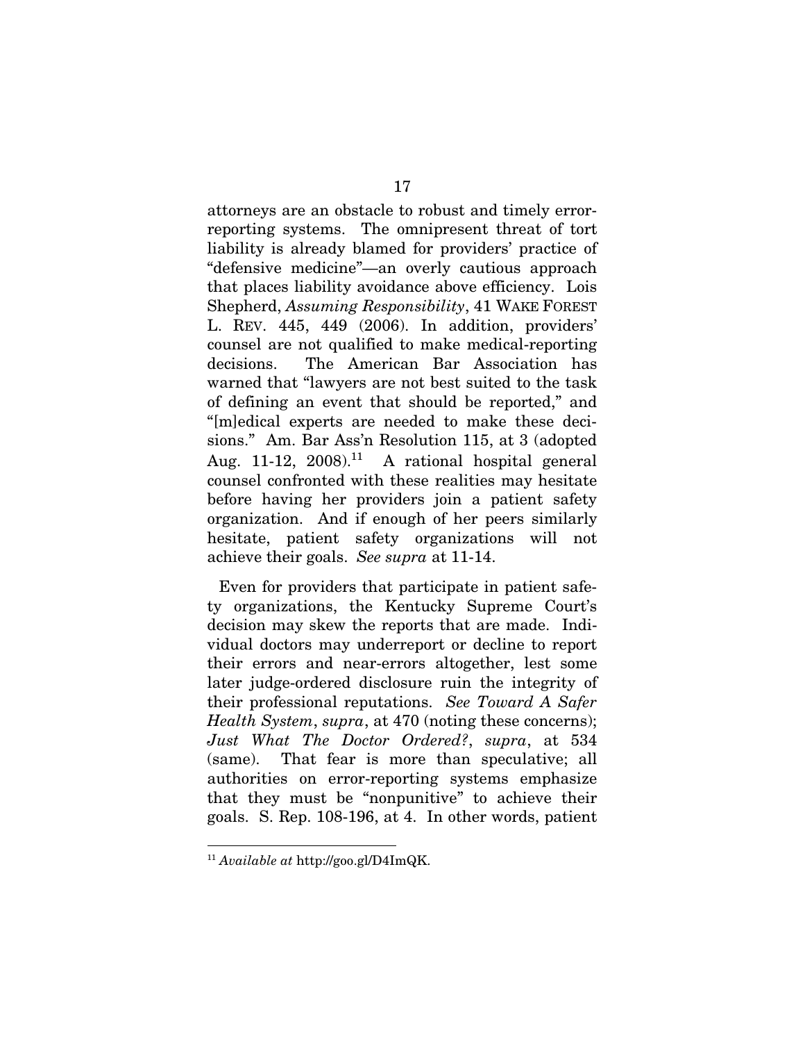attorneys are an obstacle to robust and timely error-reporting systems. The omnipresent threat of tort liability is already blamed for providers' practice of "defensive medicine"—an overly cautious approach that places liability avoidance above efficiency. Lois Shepherd, *Assuming Responsibility*, 41 WAKE FOREST L. REV. 445, 449 (2006). In addition, providers' counsel are not qualified to make medical-reporting decisions. The American Bar Association has warned that "lawyers are not best suited to the task of defining an event that should be reported," and "[m]edical experts are needed to make these decisions." Am. Bar Ass'n Resolution 115, at 3 (adopted Aug. 11-12, 2008).[11] A rational hospital general counsel confronted with these realities may hesitate before having her providers join a patient safety organization. And if enough of her peers similarly hesitate, patient safety organizations will not achieve their goals. *See supra* at 11-14.

Even for providers that participate in patient safety organizations, the Kentucky Supreme Court's decision may skew the reports that are made. Individual doctors may underreport or decline to report their errors and near-errors altogether, lest some later judge-ordered disclosure ruin the integrity of their professional reputations. *See Toward A Safer Health System*, *supra*, at 470 (noting these concerns); *Just What The Doctor Ordered?*, *supra*, at 534 (same). That fear is more than speculative; all authorities on error-reporting systems emphasize that they must be "nonpunitive" to achieve their goals. S. Rep. 108-196, at 4. In other words, patient

[11] *Available at* http://goo.gl/D4ImQK.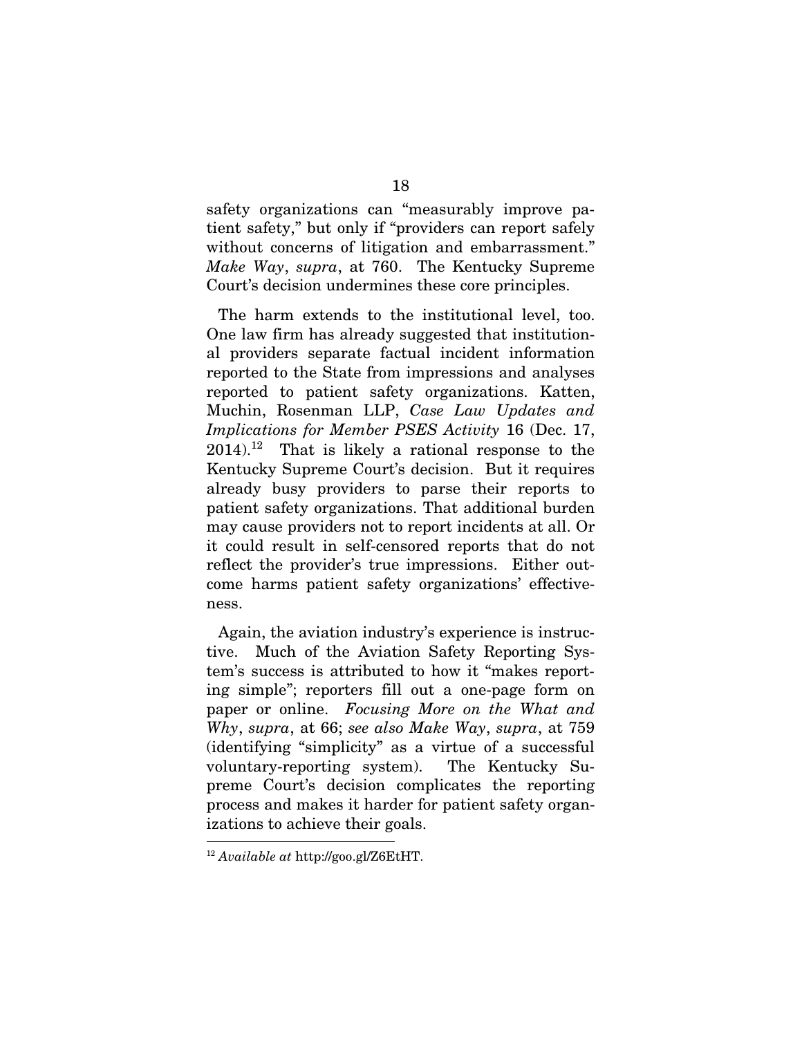safety organizations can "measurably improve patient safety," but only if "providers can report safely without concerns of litigation and embarrassment." *Make Way*, *supra*, at 760. The Kentucky Supreme Court's decision undermines these core principles.

The harm extends to the institutional level, too. One law firm has already suggested that institutional providers separate factual incident information reported to the State from impressions and analyses reported to patient safety organizations. Katten, Muchin, Rosenman LLP, *Case Law Updates and Implications for Member PSES Activity* 16 (Dec. 17, 2014).[12] That is likely a rational response to the Kentucky Supreme Court's decision. But it requires already busy providers to parse their reports to patient safety organizations. That additional burden may cause providers not to report incidents at all. Or it could result in self-censored reports that do not reflect the provider's true impressions. Either outcome harms patient safety organizations' effectiveness.

Again, the aviation industry's experience is instructive. Much of the Aviation Safety Reporting System's success is attributed to how it "makes reporting simple"; reporters fill out a one-page form on paper or online. *Focusing More on the What and Why*, *supra*, at 66; *see also Make Way*, *supra*, at 759 (identifying "simplicity" as a virtue of a successful voluntary-reporting system). The Kentucky Supreme Court's decision complicates the reporting process and makes it harder for patient safety organizations to achieve their goals.

---

[12] *Available at* http://goo.gl/Z6EtHT.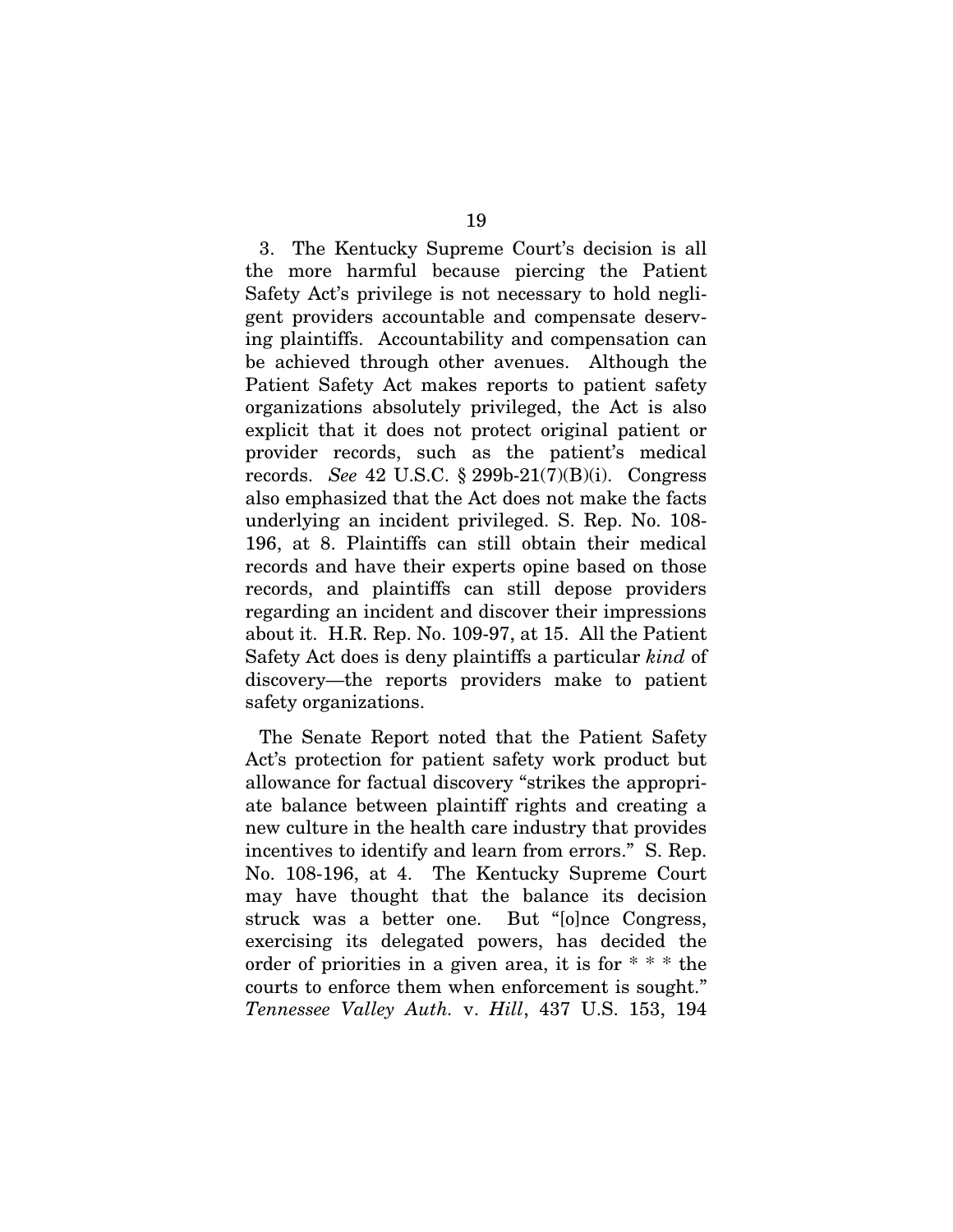3. The Kentucky Supreme Court's decision is all the more harmful because piercing the Patient Safety Act's privilege is not necessary to hold negligent providers accountable and compensate deserving plaintiffs. Accountability and compensation can be achieved through other avenues. Although the Patient Safety Act makes reports to patient safety organizations absolutely privileged, the Act is also explicit that it does not protect original patient or provider records, such as the patient's medical records. *See* 42 U.S.C. § 299b-21(7)(B)(i). Congress also emphasized that the Act does not make the facts underlying an incident privileged. S. Rep. No. 108-196, at 8. Plaintiffs can still obtain their medical records and have their experts opine based on those records, and plaintiffs can still depose providers regarding an incident and discover their impressions about it. H.R. Rep. No. 109-97, at 15. All the Patient Safety Act does is deny plaintiffs a particular *kind* of discovery—the reports providers make to patient safety organizations.

The Senate Report noted that the Patient Safety Act's protection for patient safety work product but allowance for factual discovery "strikes the appropriate balance between plaintiff rights and creating a new culture in the health care industry that provides incentives to identify and learn from errors." S. Rep. No. 108-196, at 4. The Kentucky Supreme Court may have thought that the balance its decision struck was a better one. But "[o]nce Congress, exercising its delegated powers, has decided the order of priorities in a given area, it is for * * * the courts to enforce them when enforcement is sought." *Tennessee Valley Auth.* v. *Hill*, 437 U.S. 153, 194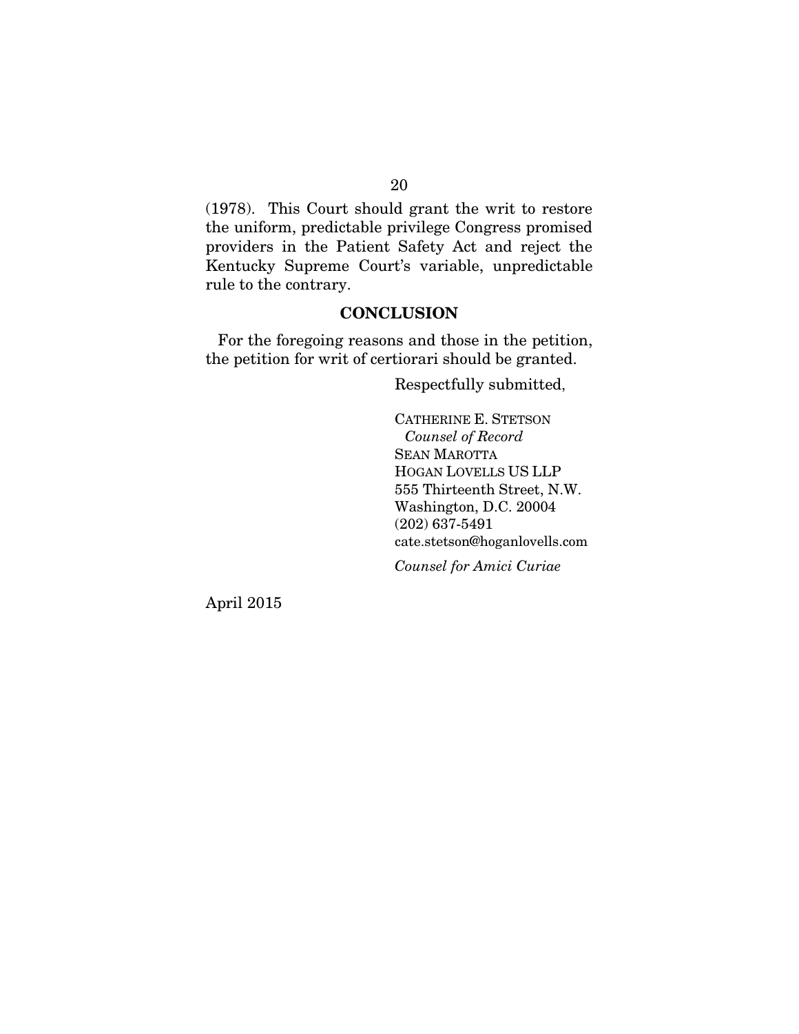(1978). This Court should grant the writ to restore the uniform, predictable privilege Congress promised providers in the Patient Safety Act and reject the Kentucky Supreme Court's variable, unpredictable rule to the contrary.

## CONCLUSION

For the foregoing reasons and those in the petition, the petition for writ of certiorari should be granted.

Respectfully submitted,

CATHERINE E. STETSON
*Counsel of Record*
SEAN MAROTTA
HOGAN LOVELLS US LLP
555 Thirteenth Street, N.W.
Washington, D.C. 20004
(202) 637-5491
cate.stetson@hoganlovells.com

*Counsel for Amici Curiae*

April 2015